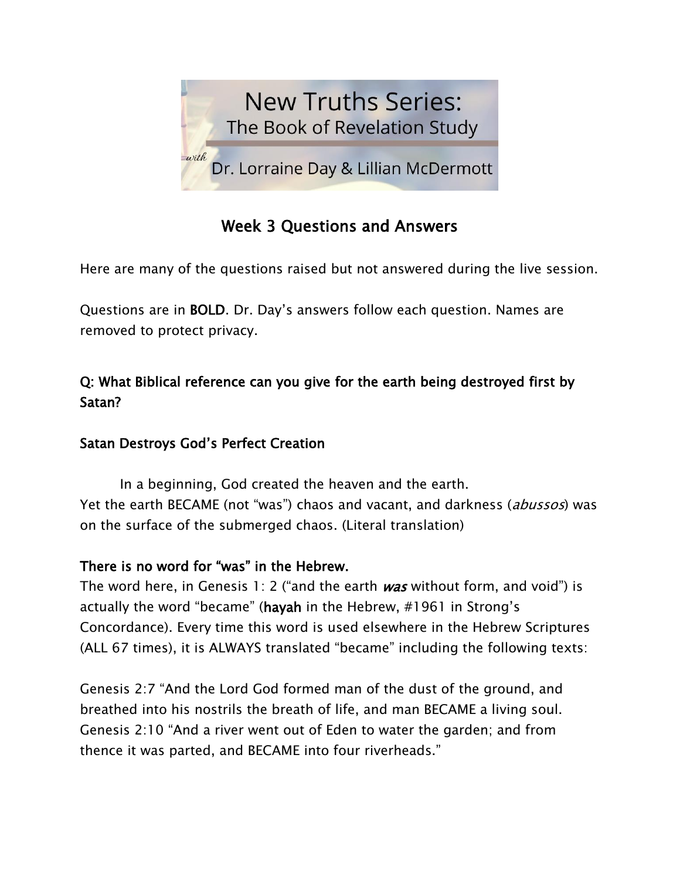# New Truths Series: The Book of Revelation Study

*with* Dr. Lorraine Day & Lillian McDermott

## Week 3 Questions and Answers

Here are many of the questions raised but not answered during the live session.

Questions are in **BOLD**. Dr. Day's answers follow each question. Names are removed to protect privacy.

### Q: What Biblical reference can you give for the earth being destroyed first by Satan?

**Satan Destroys God's Perfect Creation**

In a beginning, God created the heaven and the earth.
Yet the earth BECAME (not "was") chaos and vacant, and darkness (*abussos*) was on the surface of the submerged chaos. (Literal translation)

**There is no word for "was" in the Hebrew.**

The word here, in Genesis 1: 2 ("and the earth ***was*** without form, and void") is actually the word "became" (**hayah** in the Hebrew, #1961 in Strong's Concordance). Every time this word is used elsewhere in the Hebrew Scriptures (ALL 67 times), it is ALWAYS translated "became" including the following texts:

Genesis 2:7 "And the Lord God formed man of the dust of the ground, and breathed into his nostrils the breath of life, and man BECAME a living soul.

Genesis 2:10 "And a river went out of Eden to water the garden; and from thence it was parted, and BECAME into four riverheads."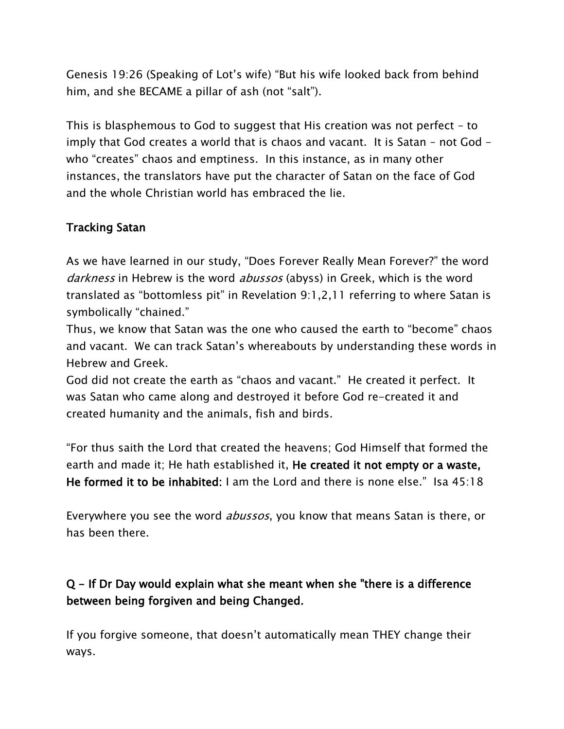Genesis 19:26 (Speaking of Lot's wife) "But his wife looked back from behind him, and she BECAME a pillar of ash (not "salt").

This is blasphemous to God to suggest that His creation was not perfect – to imply that God creates a world that is chaos and vacant. It is Satan – not God – who "creates" chaos and emptiness. In this instance, as in many other instances, the translators have put the character of Satan on the face of God and the whole Christian world has embraced the lie.

## Tracking Satan

As we have learned in our study, "Does Forever Really Mean Forever?" the word *darkness* in Hebrew is the word *abussos* (abyss) in Greek, which is the word translated as "bottomless pit" in Revelation 9:1,2,11 referring to where Satan is symbolically "chained."

Thus, we know that Satan was the one who caused the earth to "become" chaos and vacant. We can track Satan's whereabouts by understanding these words in Hebrew and Greek.

God did not create the earth as "chaos and vacant." He created it perfect. It was Satan who came along and destroyed it before God re-created it and created humanity and the animals, fish and birds.

"For thus saith the Lord that created the heavens; God Himself that formed the earth and made it; He hath established it, **He created it not empty or a waste, He formed it to be inhabited:** I am the Lord and there is none else." Isa 45:18

Everywhere you see the word *abussos*, you know that means Satan is there, or has been there.

## Q – If Dr Day would explain what she meant when she "there is a difference between being forgiven and being Changed.

If you forgive someone, that doesn't automatically mean THEY change their ways.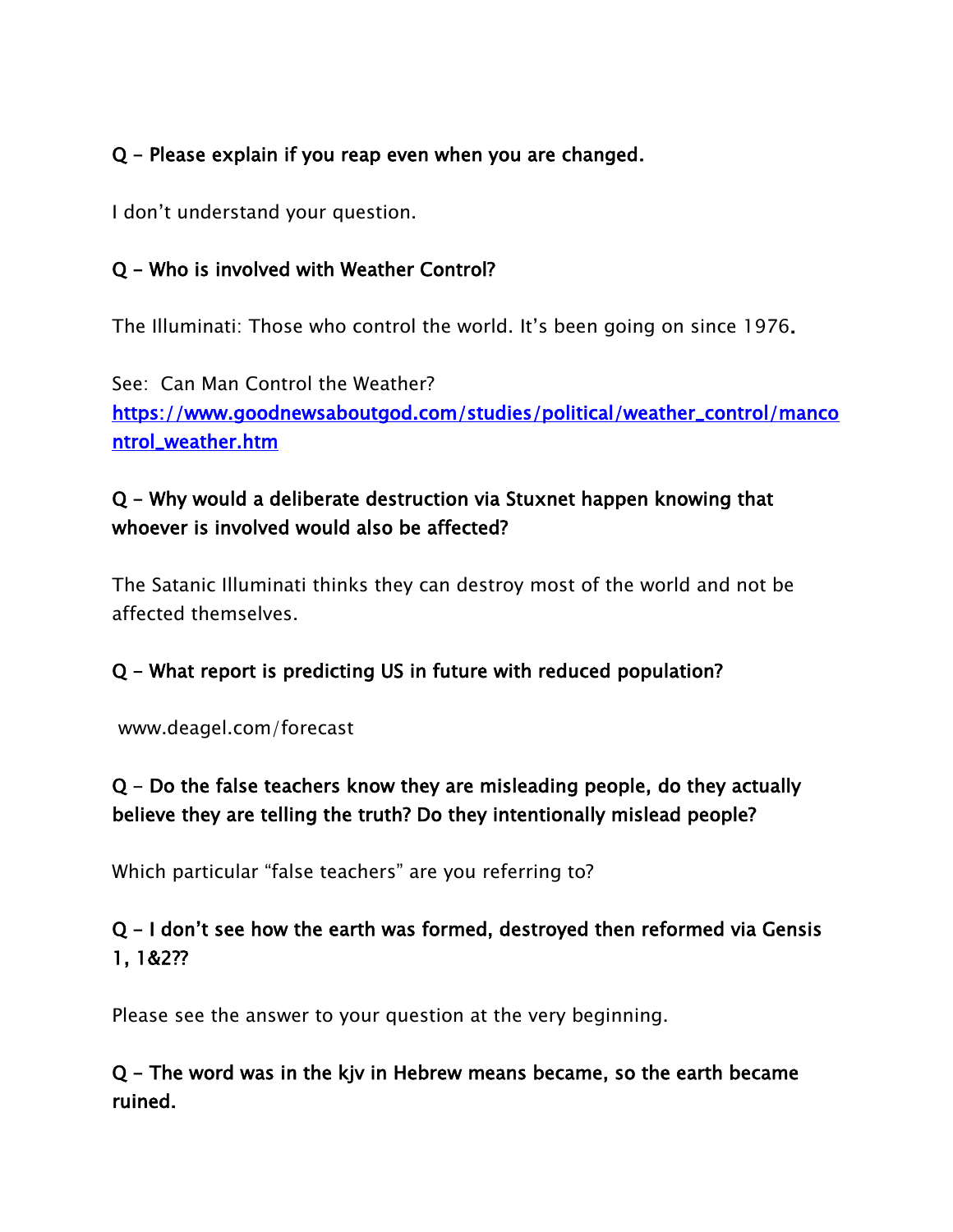**Q – Please explain if you reap even when you are changed.**

I don't understand your question.

**Q – Who is involved with Weather Control?**

The Illuminati: Those who control the world. It's been going on since 1976.

See: Can Man Control the Weather?
[https://www.goodnewsaboutgod.com/studies/political/weather_control/mancontrol_weather.htm](https://www.goodnewsaboutgod.com/studies/political/weather_control/mancontrol_weather.htm)

**Q – Why would a deliberate destruction via Stuxnet happen knowing that whoever is involved would also be affected?**

The Satanic Illuminati thinks they can destroy most of the world and not be affected themselves.

**Q – What report is predicting US in future with reduced population?**

www.deagel.com/forecast

**Q – Do the false teachers know they are misleading people, do they actually believe they are telling the truth? Do they intentionally mislead people?**

Which particular "false teachers" are you referring to?

**Q – I don't see how the earth was formed, destroyed then reformed via Gensis 1, 1&2??**

Please see the answer to your question at the very beginning.

**Q – The word was in the kjv in Hebrew means became, so the earth became ruined.**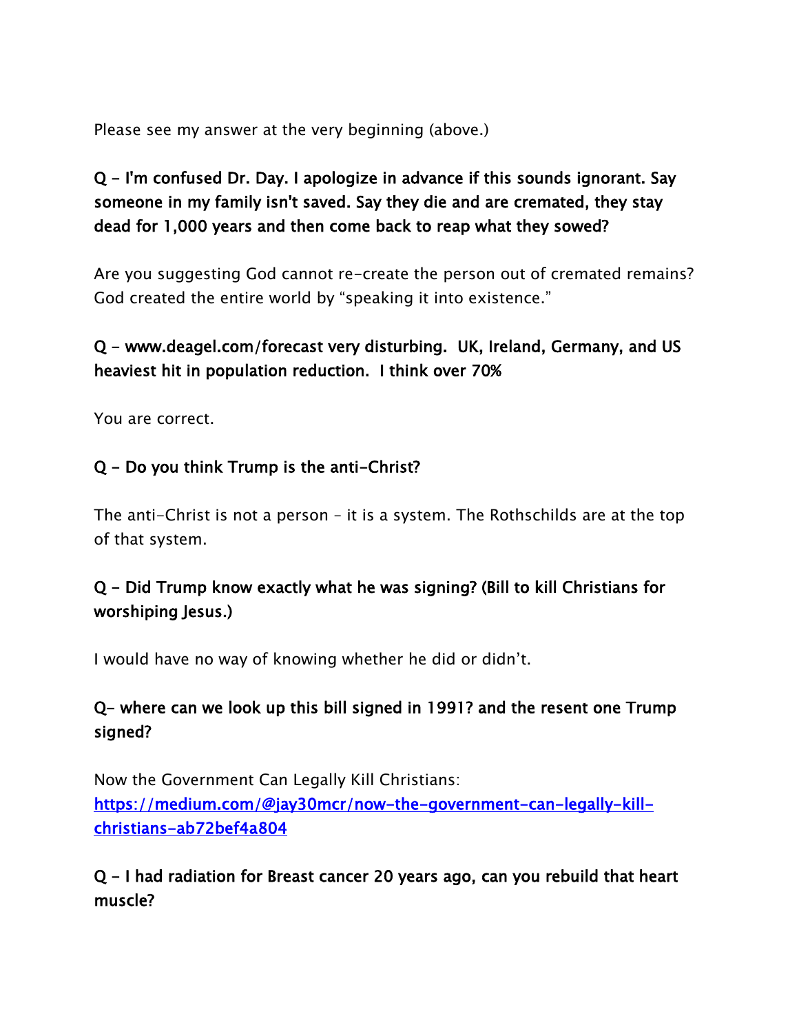Please see my answer at the very beginning (above.)

**Q – I'm confused Dr. Day. I apologize in advance if this sounds ignorant. Say someone in my family isn't saved. Say they die and are cremated, they stay dead for 1,000 years and then come back to reap what they sowed?**

Are you suggesting God cannot re-create the person out of cremated remains? God created the entire world by "speaking it into existence."

**Q – www.deagel.com/forecast very disturbing. UK, Ireland, Germany, and US heaviest hit in population reduction. I think over 70%**

You are correct.

**Q – Do you think Trump is the anti-Christ?**

The anti-Christ is not a person – it is a system. The Rothschilds are at the top of that system.

**Q – Did Trump know exactly what he was signing? (Bill to kill Christians for worshiping Jesus.)**

I would have no way of knowing whether he did or didn't.

**Q– where can we look up this bill signed in 1991? and the resent one Trump signed?**

Now the Government Can Legally Kill Christians:
[https://medium.com/@jay30mcr/now-the-government-can-legally-kill-christians-ab72bef4a804](https://medium.com/@jay30mcr/now-the-government-can-legally-kill-christians-ab72bef4a804)

**Q – I had radiation for Breast cancer 20 years ago, can you rebuild that heart muscle?**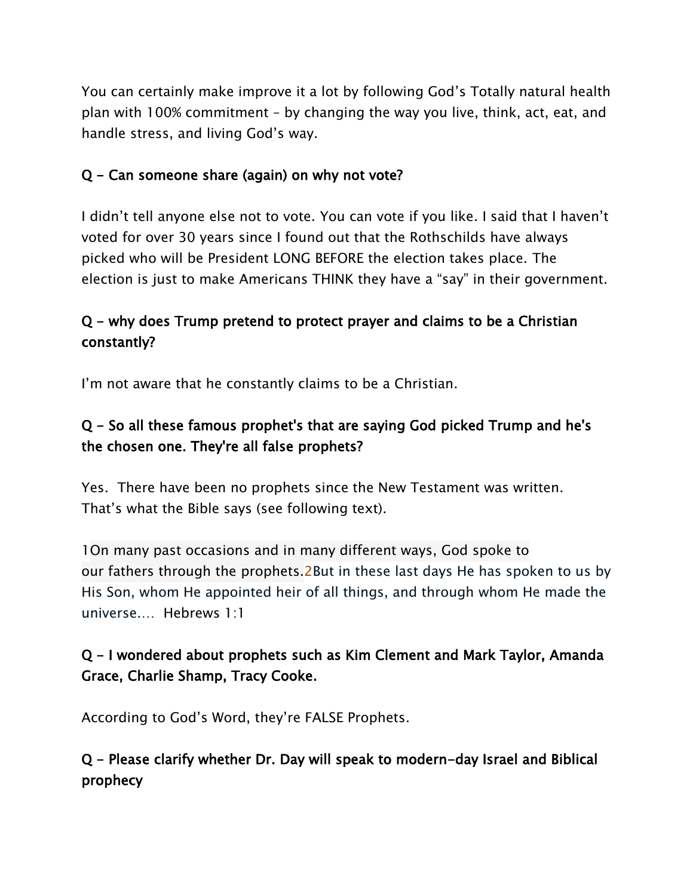You can certainly make improve it a lot by following God's Totally natural health plan with 100% commitment – by changing the way you live, think, act, eat, and handle stress, and living God's way.

**Q – Can someone share (again) on why not vote?**

I didn't tell anyone else not to vote. You can vote if you like. I said that I haven't voted for over 30 years since I found out that the Rothschilds have always picked who will be President LONG BEFORE the election takes place. The election is just to make Americans THINK they have a "say" in their government.

**Q – why does Trump pretend to protect prayer and claims to be a Christian constantly?**

I'm not aware that he constantly claims to be a Christian.

**Q – So all these famous prophet's that are saying God picked Trump and he's the chosen one. They're all false prophets?**

Yes. There have been no prophets since the New Testament was written. That's what the Bible says (see following text).

1On many past occasions and in many different ways, God spoke to our fathers through the prophets.2But in these last days He has spoken to us by His Son, whom He appointed heir of all things, and through whom He made the universe.... Hebrews 1:1

**Q – I wondered about prophets such as Kim Clement and Mark Taylor, Amanda Grace, Charlie Shamp, Tracy Cooke.**

According to God's Word, they're FALSE Prophets.

**Q – Please clarify whether Dr. Day will speak to modern-day Israel and Biblical prophecy**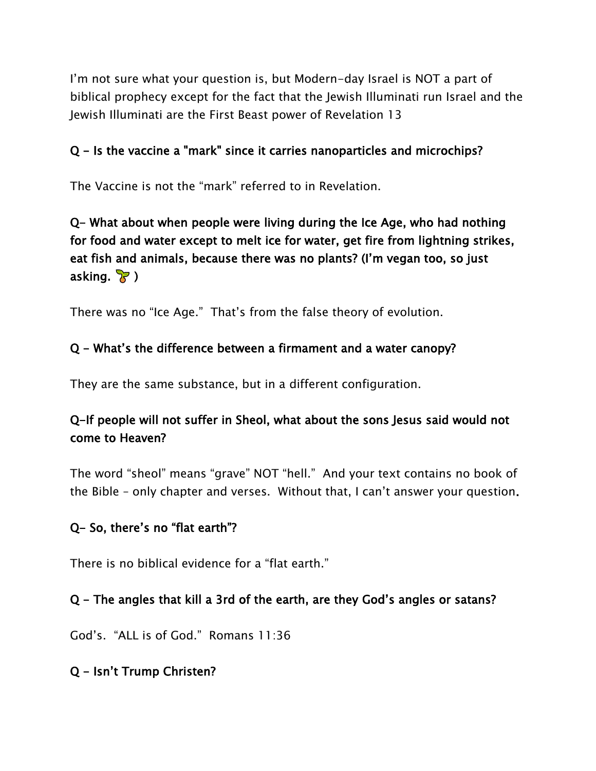I'm not sure what your question is, but Modern-day Israel is NOT a part of biblical prophecy except for the fact that the Jewish Illuminati run Israel and the Jewish Illuminati are the First Beast power of Revelation 13

**Q - Is the vaccine a "mark" since it carries nanoparticles and microchips?**

The Vaccine is not the "mark" referred to in Revelation.

**Q- What about when people were living during the Ice Age, who had nothing for food and water except to melt ice for water, get fire from lightning strikes, eat fish and animals, because there was no plants? (I'm vegan too, so just asking. 🌱 )**

There was no "Ice Age." That's from the false theory of evolution.

**Q - What's the difference between a firmament and a water canopy?**

They are the same substance, but in a different configuration.

**Q-If people will not suffer in Sheol, what about the sons Jesus said would not come to Heaven?**

The word "sheol" means "grave" NOT "hell." And your text contains no book of the Bible – only chapter and verses. Without that, I can't answer your question.

**Q- So, there's no "flat earth"?**

There is no biblical evidence for a "flat earth."

**Q - The angles that kill a 3rd of the earth, are they God's angles or satans?**

God's. "ALL is of God." Romans 11:36

**Q - Isn't Trump Christen?**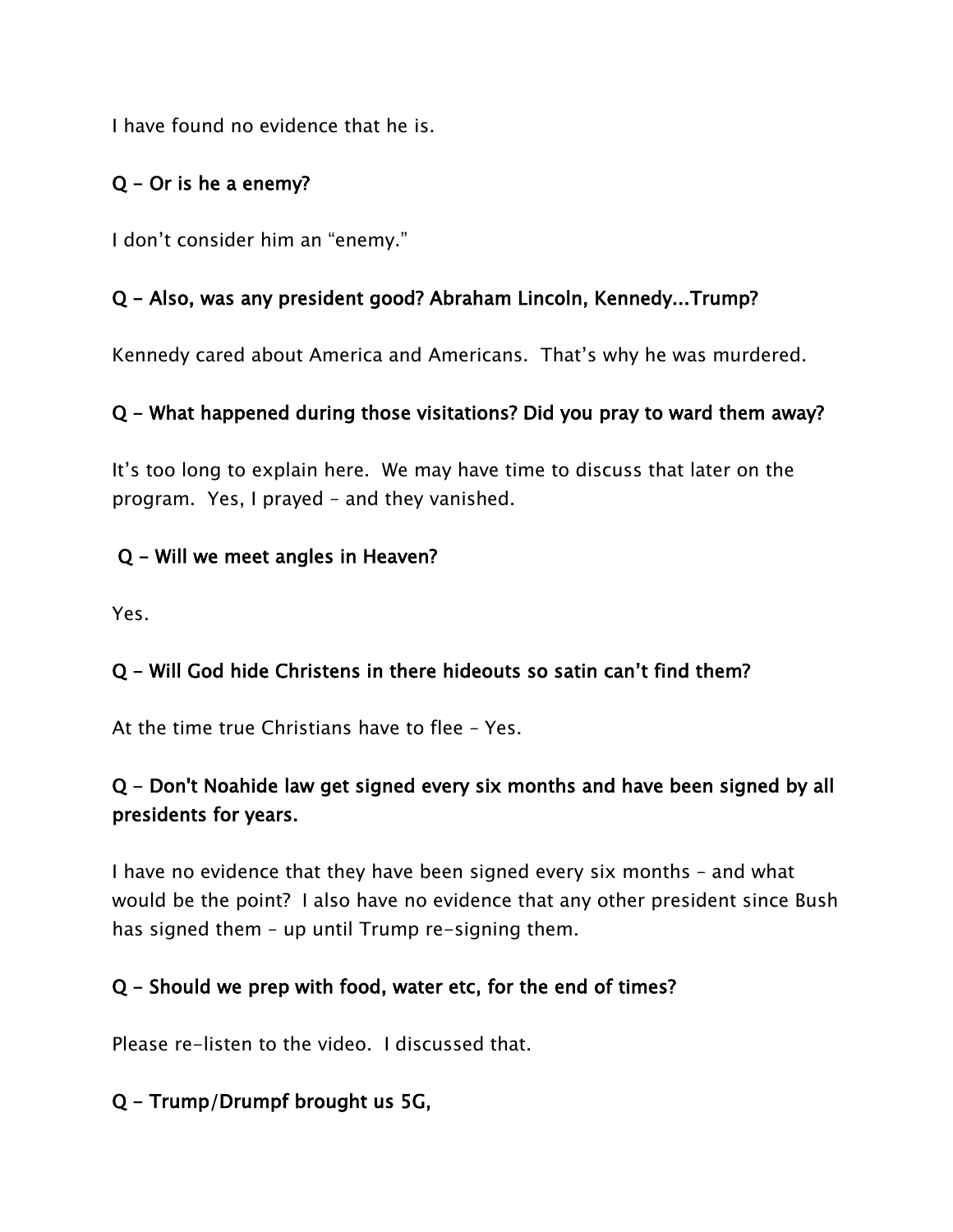I have found no evidence that he is.

**Q – Or is he a enemy?**

I don't consider him an "enemy."

**Q – Also, was any president good? Abraham Lincoln, Kennedy...Trump?**

Kennedy cared about America and Americans. That's why he was murdered.

**Q – What happened during those visitations? Did you pray to ward them away?**

It's too long to explain here. We may have time to discuss that later on the program. Yes, I prayed – and they vanished.

**Q – Will we meet angles in Heaven?**

Yes.

**Q – Will God hide Christens in there hideouts so satin can't find them?**

At the time true Christians have to flee – Yes.

**Q – Don't Noahide law get signed every six months and have been signed by all presidents for years.**

I have no evidence that they have been signed every six months – and what would be the point? I also have no evidence that any other president since Bush has signed them – up until Trump re-signing them.

**Q – Should we prep with food, water etc, for the end of times?**

Please re-listen to the video. I discussed that.

**Q – Trump/Drumpf brought us 5G,**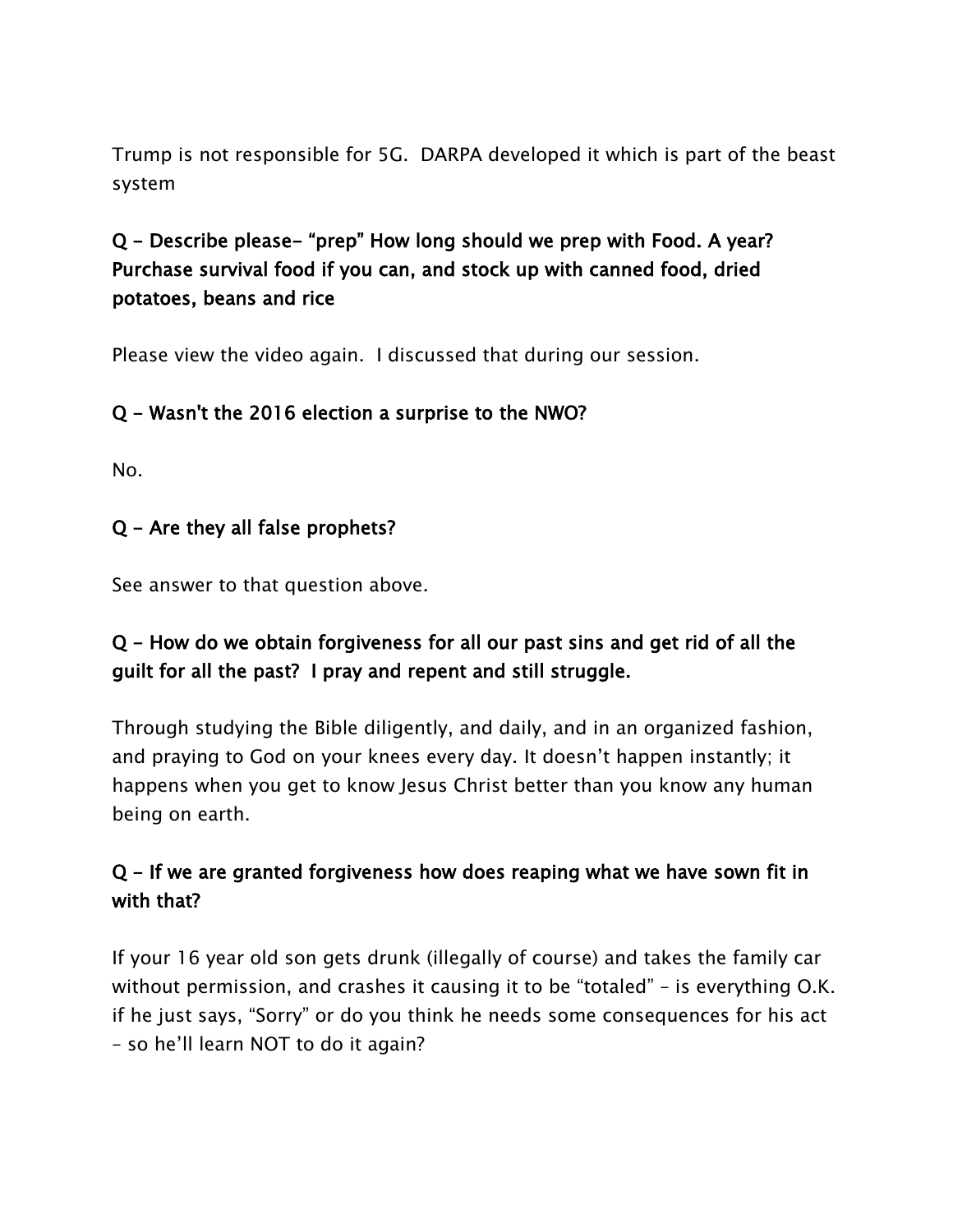Trump is not responsible for 5G.  DARPA developed it which is part of the beast system

**Q – Describe please– "prep" How long should we prep with Food. A year? Purchase survival food if you can, and stock up with canned food, dried potatoes, beans and rice**

Please view the video again.  I discussed that during our session.

**Q – Wasn't the 2016 election a surprise to the NWO?**

No.

**Q – Are they all false prophets?**

See answer to that question above.

**Q – How do we obtain forgiveness for all our past sins and get rid of all the guilt for all the past?  I pray and repent and still struggle.**

Through studying the Bible diligently, and daily, and in an organized fashion, and praying to God on your knees every day. It doesn't happen instantly; it happens when you get to know Jesus Christ better than you know any human being on earth.

**Q – If we are granted forgiveness how does reaping what we have sown fit in with that?**

If your 16 year old son gets drunk (illegally of course) and takes the family car without permission, and crashes it causing it to be "totaled" – is everything O.K. if he just says, "Sorry" or do you think he needs some consequences for his act – so he'll learn NOT to do it again?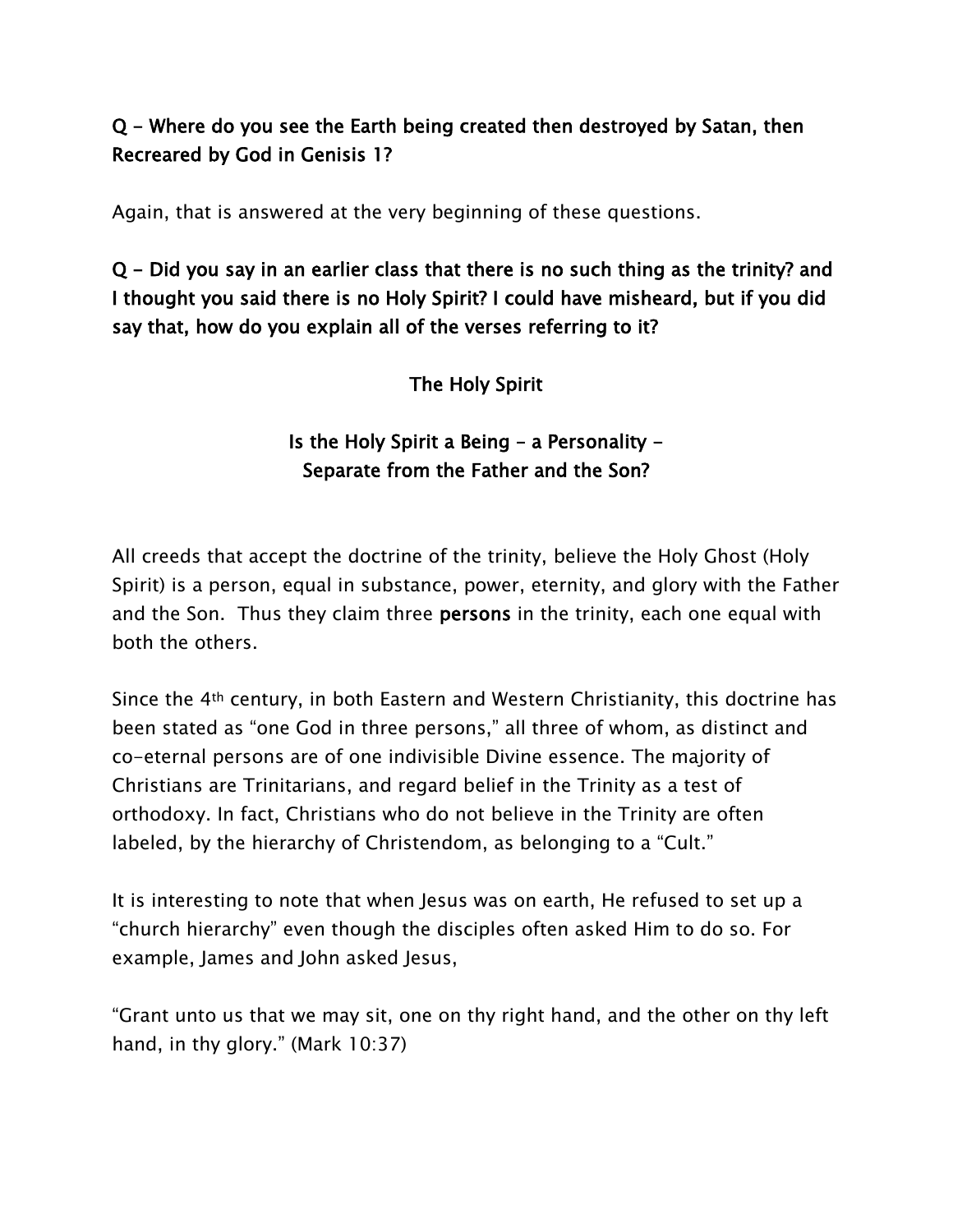**Q – Where do you see the Earth being created then destroyed by Satan, then Recreared by God in Genisis 1?**

Again, that is answered at the very beginning of these questions.

**Q – Did you say in an earlier class that there is no such thing as the trinity? and I thought you said there is no Holy Spirit? I could have misheard, but if you did say that, how do you explain all of the verses referring to it?**

## The Holy Spirit

### Is the Holy Spirit a Being – a Personality – Separate from the Father and the Son?

All creeds that accept the doctrine of the trinity, believe the Holy Ghost (Holy Spirit) is a person, equal in substance, power, eternity, and glory with the Father and the Son. Thus they claim three **persons** in the trinity, each one equal with both the others.

Since the 4th century, in both Eastern and Western Christianity, this doctrine has been stated as "one God in three persons," all three of whom, as distinct and co-eternal persons are of one indivisible Divine essence. The majority of Christians are Trinitarians, and regard belief in the Trinity as a test of orthodoxy. In fact, Christians who do not believe in the Trinity are often labeled, by the hierarchy of Christendom, as belonging to a "Cult."

It is interesting to note that when Jesus was on earth, He refused to set up a "church hierarchy" even though the disciples often asked Him to do so. For example, James and John asked Jesus,

"Grant unto us that we may sit, one on thy right hand, and the other on thy left hand, in thy glory." (Mark 10:37)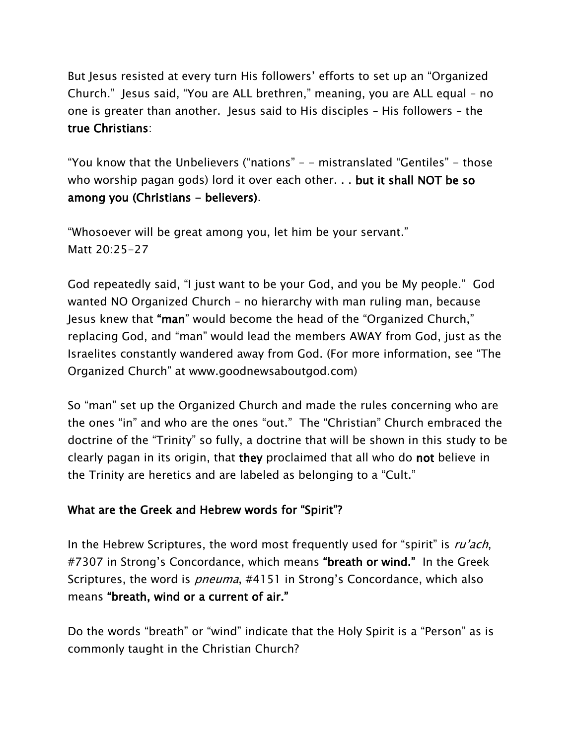But Jesus resisted at every turn His followers' efforts to set up an "Organized Church." Jesus said, "You are ALL brethren," meaning, you are ALL equal – no one is greater than another. Jesus said to His disciples – His followers – the **true Christians**:

"You know that the Unbelievers ("nations" – - mistranslated "Gentiles" - those who worship pagan gods) lord it over each other. . . **but it shall NOT be so among you (Christians - believers)**.

"Whosoever will be great among you, let him be your servant."
Matt 20:25-27

God repeatedly said, "I just want to be your God, and you be My people." God wanted NO Organized Church – no hierarchy with man ruling man, because Jesus knew that **"man"** would become the head of the "Organized Church," replacing God, and "man" would lead the members AWAY from God, just as the Israelites constantly wandered away from God. (For more information, see "The Organized Church" at www.goodnewsaboutgod.com)

So "man" set up the Organized Church and made the rules concerning who are the ones "in" and who are the ones "out." The "Christian" Church embraced the doctrine of the "Trinity" so fully, a doctrine that will be shown in this study to be clearly pagan in its origin, that **they** proclaimed that all who do **not** believe in the Trinity are heretics and are labeled as belonging to a "Cult."

**What are the Greek and Hebrew words for "Spirit"?**

In the Hebrew Scriptures, the word most frequently used for "spirit" is *ru'ach*, #7307 in Strong's Concordance, which means **"breath or wind."** In the Greek Scriptures, the word is *pneuma*, #4151 in Strong's Concordance, which also means **"breath, wind or a current of air."**

Do the words "breath" or "wind" indicate that the Holy Spirit is a "Person" as is commonly taught in the Christian Church?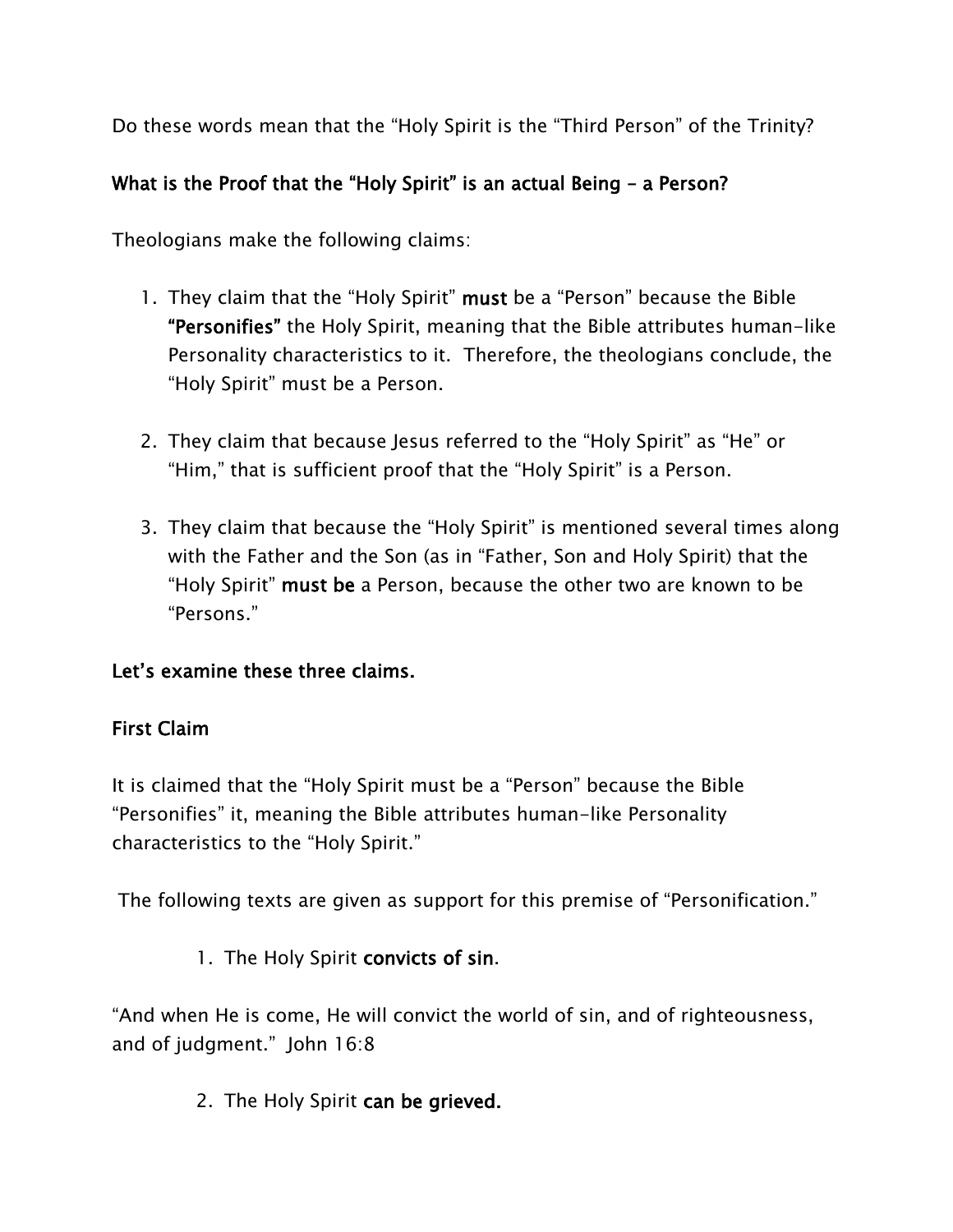Do these words mean that the "Holy Spirit is the "Third Person" of the Trinity?

**What is the Proof that the "Holy Spirit" is an actual Being – a Person?**

Theologians make the following claims:

1. They claim that the "Holy Spirit" **must** be a "Person" because the Bible **"Personifies"** the Holy Spirit, meaning that the Bible attributes human-like Personality characteristics to it. Therefore, the theologians conclude, the "Holy Spirit" must be a Person.

2. They claim that because Jesus referred to the "Holy Spirit" as "He" or "Him," that is sufficient proof that the "Holy Spirit" is a Person.

3. They claim that because the "Holy Spirit" is mentioned several times along with the Father and the Son (as in "Father, Son and Holy Spirit) that the "Holy Spirit" **must be** a Person, because the other two are known to be "Persons."

**Let's examine these three claims.**

**First Claim**

It is claimed that the "Holy Spirit must be a "Person" because the Bible "Personifies" it, meaning the Bible attributes human-like Personality characteristics to the "Holy Spirit."

The following texts are given as support for this premise of "Personification."

1. The Holy Spirit **convicts of sin**.

"And when He is come, He will convict the world of sin, and of righteousness, and of judgment." John 16:8

2. The Holy Spirit **can be grieved.**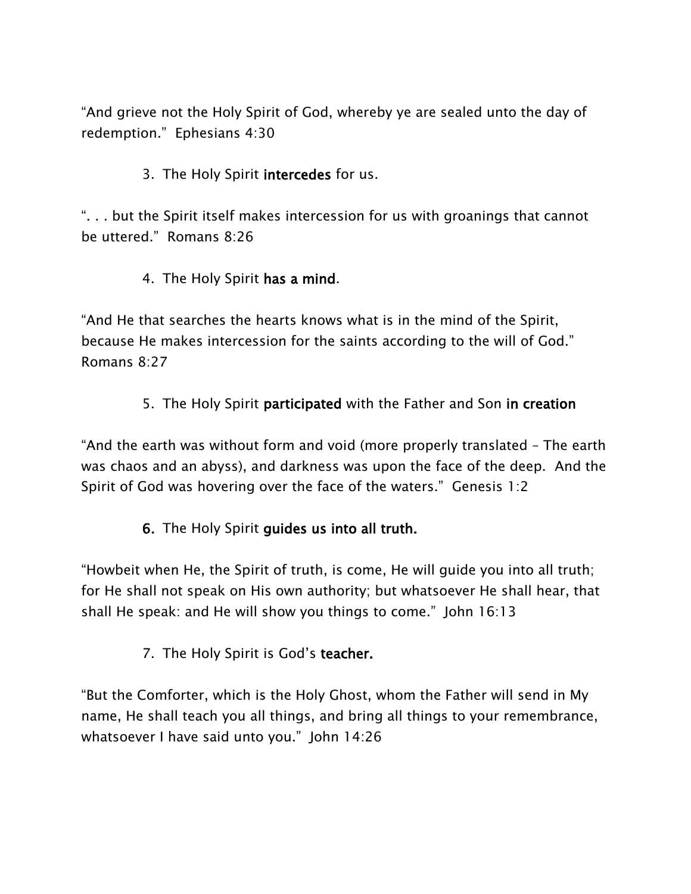"And grieve not the Holy Spirit of God, whereby ye are sealed unto the day of redemption."  Ephesians 4:30

3. The Holy Spirit **intercedes** for us.

". . . but the Spirit itself makes intercession for us with groanings that cannot be uttered."  Romans 8:26

4. The Holy Spirit **has a mind**.

"And He that searches the hearts knows what is in the mind of the Spirit, because He makes intercession for the saints according to the will of God." Romans 8:27

5. The Holy Spirit **participated** with the Father and Son **in creation**

"And the earth was without form and void (more properly translated – The earth was chaos and an abyss), and darkness was upon the face of the deep.  And the Spirit of God was hovering over the face of the waters."  Genesis 1:2

**6.** The Holy Spirit **guides us into all truth.**

"Howbeit when He, the Spirit of truth, is come, He will guide you into all truth; for He shall not speak on His own authority; but whatsoever He shall hear, that shall He speak: and He will show you things to come."  John 16:13

7. The Holy Spirit is God's **teacher.**

"But the Comforter, which is the Holy Ghost, whom the Father will send in My name, He shall teach you all things, and bring all things to your remembrance, whatsoever I have said unto you."  John 14:26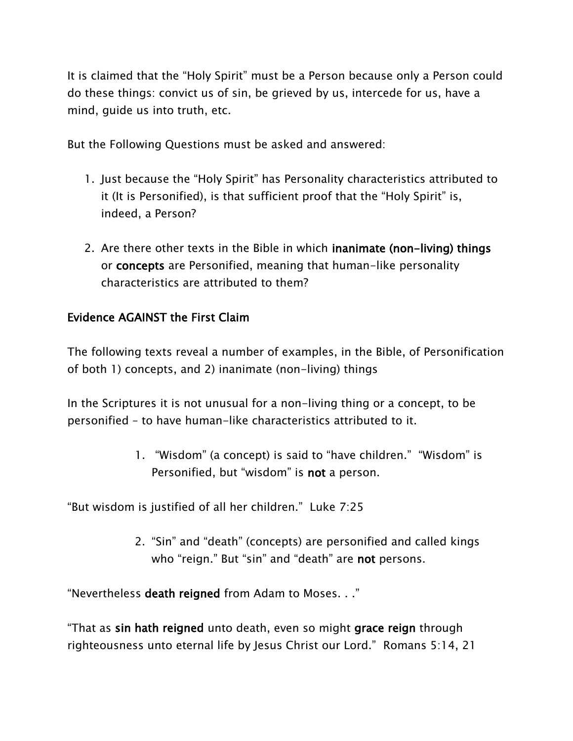It is claimed that the "Holy Spirit" must be a Person because only a Person could do these things: convict us of sin, be grieved by us, intercede for us, have a mind, guide us into truth, etc.

But the Following Questions must be asked and answered:

1. Just because the "Holy Spirit" has Personality characteristics attributed to it (It is Personified), is that sufficient proof that the "Holy Spirit" is, indeed, a Person?

2. Are there other texts in the Bible in which **inanimate (non-living) things** or **concepts** are Personified, meaning that human-like personality characteristics are attributed to them?

<u>Evidence AGAINST the First Claim</u>

The following texts reveal a number of examples, in the Bible, of Personification of both 1) concepts, and 2) inanimate (non-living) things

In the Scriptures it is not unusual for a non-living thing or a concept, to be personified – to have human-like characteristics attributed to it.

1. "Wisdom" (a concept) is said to "have children." "Wisdom" is Personified, but "wisdom" is **not** a person.

"But wisdom is justified of all her children." Luke 7:25

2. "Sin" and "death" (concepts) are personified and called kings who "reign." But "sin" and "death" are **not** persons.

"Nevertheless **death reigned** from Adam to Moses. . ."

"That as **sin hath reigned** unto death, even so might **grace reign** through righteousness unto eternal life by Jesus Christ our Lord." Romans 5:14, 21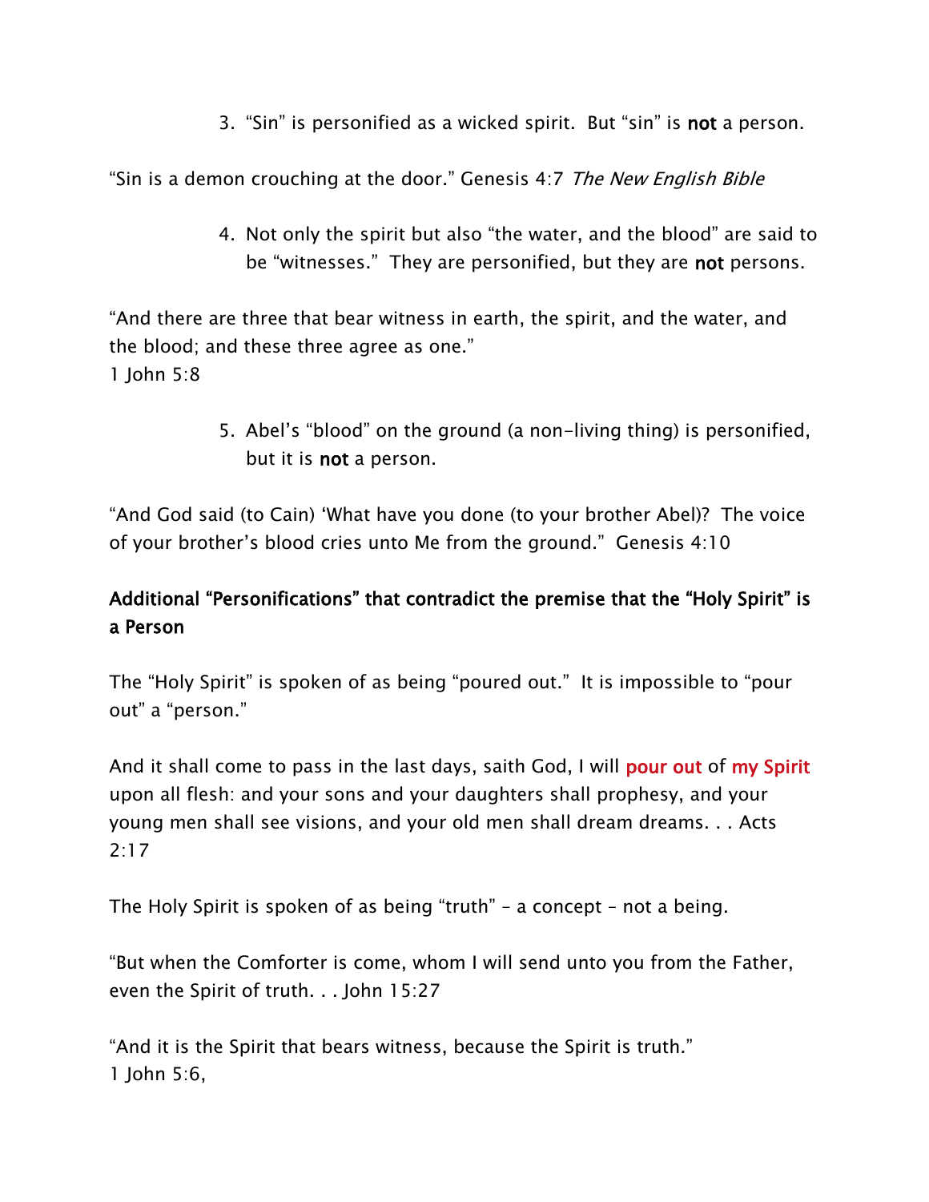3. "Sin" is personified as a wicked spirit. But "sin" is **not** a person.

"Sin is a demon crouching at the door." Genesis 4:7 *The New English Bible*

4. Not only the spirit but also "the water, and the blood" are said to be "witnesses." They are personified, but they are **not** persons.

"And there are three that bear witness in earth, the spirit, and the water, and the blood; and these three agree as one."
1 John 5:8

5. Abel's "blood" on the ground (a non-living thing) is personified, but it is **not** a person.

"And God said (to Cain) 'What have you done (to your brother Abel)? The voice of your brother's blood cries unto Me from the ground." Genesis 4:10

**Additional "Personifications" that contradict the premise that the "Holy Spirit" is a Person**

The "Holy Spirit" is spoken of as being "poured out." It is impossible to "pour out" a "person."

And it shall come to pass in the last days, saith God, I will pour out of my Spirit upon all flesh: and your sons and your daughters shall prophesy, and your young men shall see visions, and your old men shall dream dreams. . . Acts 2:17

The Holy Spirit is spoken of as being "truth" – a concept – not a being.

"But when the Comforter is come, whom I will send unto you from the Father, even the Spirit of truth. . . John 15:27

"And it is the Spirit that bears witness, because the Spirit is truth."
1 John 5:6,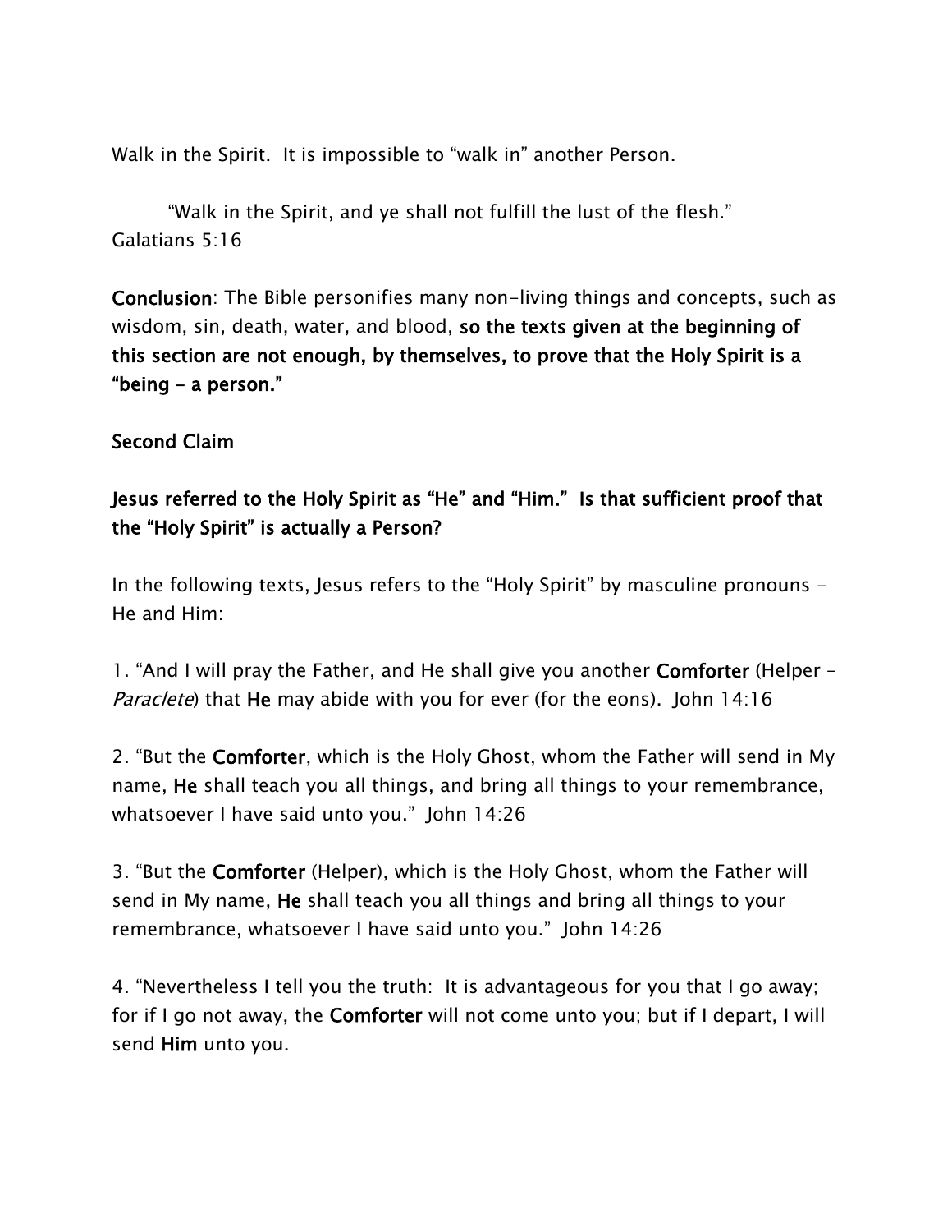Walk in the Spirit. It is impossible to "walk in" another Person.

"Walk in the Spirit, and ye shall not fulfill the lust of the flesh." Galatians 5:16

**Conclusion**: The Bible personifies many non-living things and concepts, such as wisdom, sin, death, water, and blood, **so the texts given at the beginning of this section are not enough, by themselves, to prove that the Holy Spirit is a "being – a person."**

**Second Claim**

**Jesus referred to the Holy Spirit as "He" and "Him." Is that sufficient proof that the "Holy Spirit" is actually a Person?**

In the following texts, Jesus refers to the "Holy Spirit" by masculine pronouns - He and Him:

1. "And I will pray the Father, and He shall give you another **Comforter** (Helper – *Paraclete*) that **He** may abide with you for ever (for the eons). John 14:16

2. "But the **Comforter**, which is the Holy Ghost, whom the Father will send in My name, **He** shall teach you all things, and bring all things to your remembrance, whatsoever I have said unto you." John 14:26

3. "But the **Comforter** (Helper), which is the Holy Ghost, whom the Father will send in My name, **He** shall teach you all things and bring all things to your remembrance, whatsoever I have said unto you." John 14:26

4. "Nevertheless I tell you the truth: It is advantageous for you that I go away; for if I go not away, the **Comforter** will not come unto you; but if I depart, I will send **Him** unto you.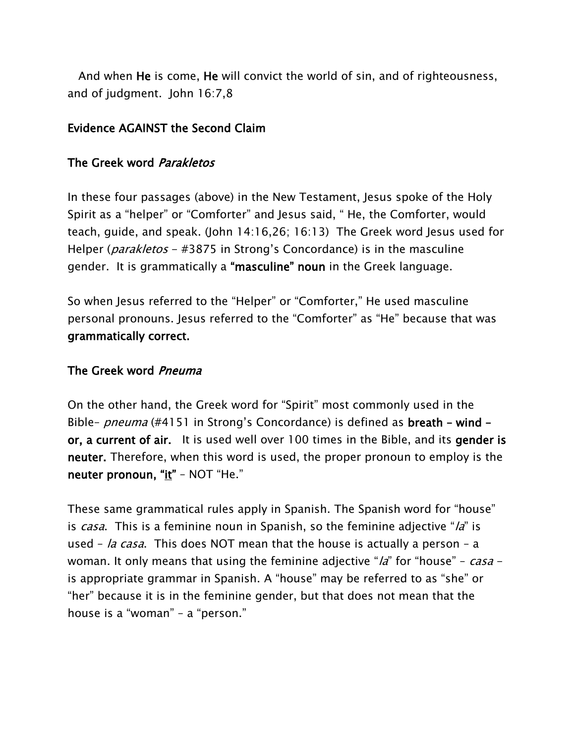And when **He** is come, **He** will convict the world of sin, and of righteousness, and of judgment. John 16:7,8

## Evidence AGAINST the Second Claim

### The Greek word *Parakletos*

In these four passages (above) in the New Testament, Jesus spoke of the Holy Spirit as a "helper" or "Comforter" and Jesus said, " He, the Comforter, would teach, guide, and speak. (John 14:16,26; 16:13) The Greek word Jesus used for Helper (*parakletos* – #3875 in Strong's Concordance) is in the masculine gender. It is grammatically a **"masculine" noun** in the Greek language.

So when Jesus referred to the "Helper" or "Comforter," He used masculine personal pronouns. Jesus referred to the "Comforter" as "He" because that was **grammatically correct.**

### The Greek word *Pneuma*

On the other hand, the Greek word for "Spirit" most commonly used in the Bible– *pneuma* (#4151 in Strong's Concordance) is defined as **breath – wind – or, a current of air.** It is used well over 100 times in the Bible, and its **gender is neuter.** Therefore, when this word is used, the proper pronoun to employ is the **neuter pronoun, "it"** – NOT "He."

These same grammatical rules apply in Spanish. The Spanish word for "house" is *casa*. This is a feminine noun in Spanish, so the feminine adjective "*la*" is used – *la casa*. This does NOT mean that the house is actually a person – a woman. It only means that using the feminine adjective "*la*" for "house" – *casa* – is appropriate grammar in Spanish. A "house" may be referred to as "she" or "her" because it is in the feminine gender, but that does not mean that the house is a "woman" – a "person."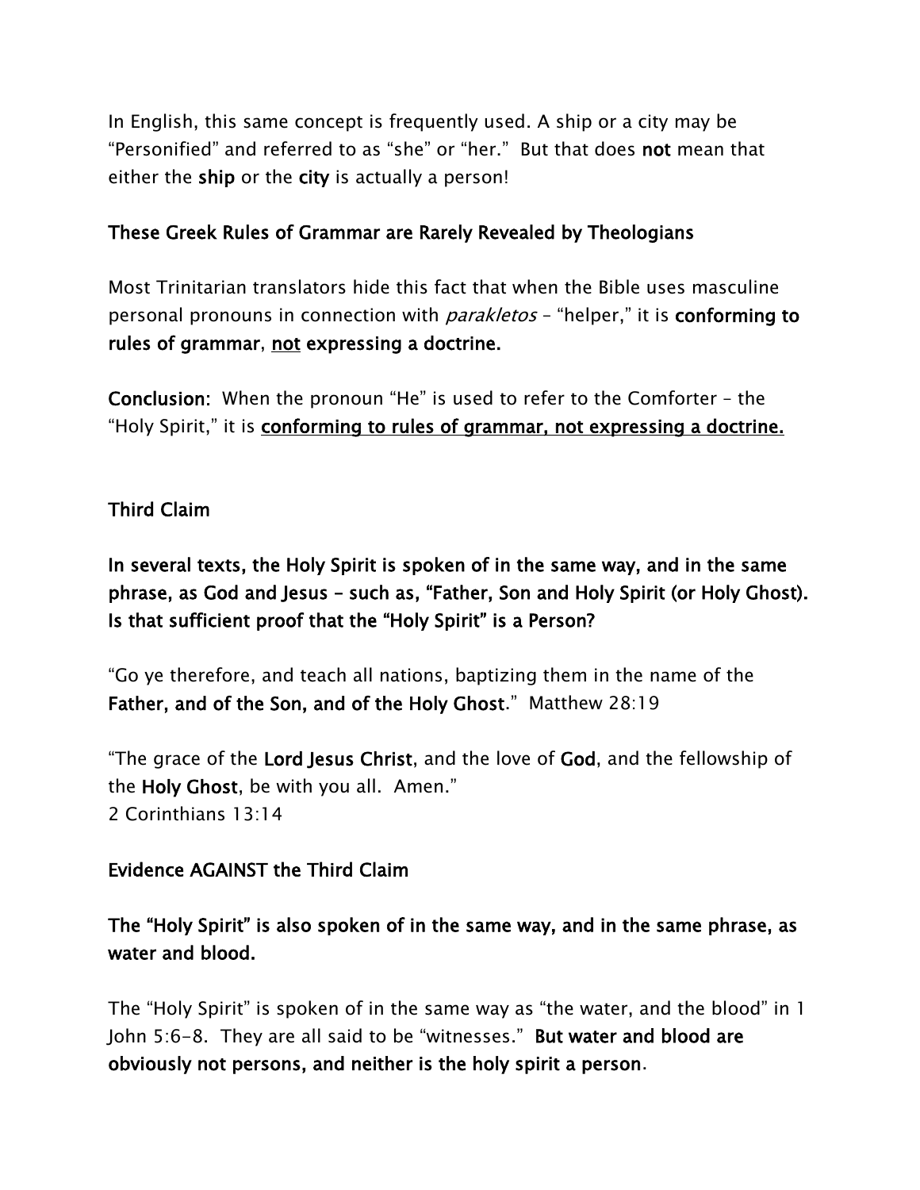In English, this same concept is frequently used. A ship or a city may be "Personified" and referred to as "she" or "her." But that does **not** mean that either the **ship** or the **city** is actually a person!

**These Greek Rules of Grammar are Rarely Revealed by Theologians**

Most Trinitarian translators hide this fact that when the Bible uses masculine personal pronouns in connection with *parakletos* – "helper," it is **conforming to rules of grammar, <u>not</u> expressing a doctrine.**

**Conclusion:** When the pronoun "He" is used to refer to the Comforter – the "Holy Spirit," it is **<u>conforming to rules of grammar, not expressing a doctrine.</u>**

**Third Claim**

**In several texts, the Holy Spirit is spoken of in the same way, and in the same phrase, as God and Jesus – such as, "Father, Son and Holy Spirit (or Holy Ghost). Is that sufficient proof that the "Holy Spirit" is a Person?**

"Go ye therefore, and teach all nations, baptizing them in the name of the **Father, and of the Son, and of the Holy Ghost**." Matthew 28:19

"The grace of the **Lord Jesus Christ**, and the love of **God**, and the fellowship of the **Holy Ghost**, be with you all. Amen."
2 Corinthians 13:14

**Evidence AGAINST the Third Claim**

**The "Holy Spirit" is also spoken of in the same way, and in the same phrase, as water and blood.**

The "Holy Spirit" is spoken of in the same way as "the water, and the blood" in 1 John 5:6-8. They are all said to be "witnesses." **But water and blood are obviously not persons, and neither is the holy spirit a person**.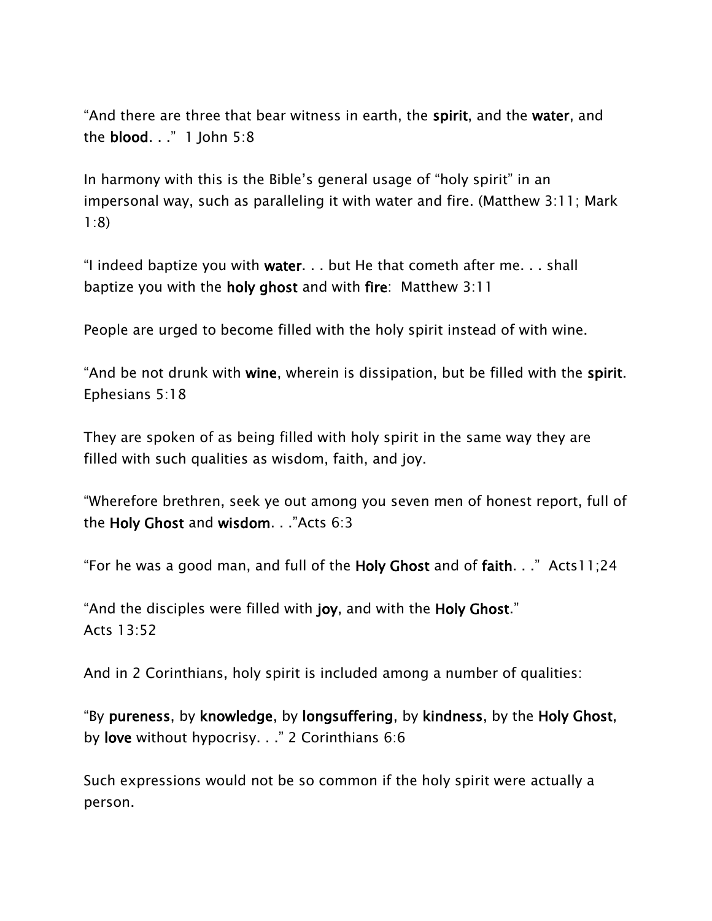“And there are three that bear witness in earth, the **spirit**, and the **water**, and the **blood**. . .” 1 John 5:8

In harmony with this is the Bible’s general usage of “holy spirit” in an impersonal way, such as paralleling it with water and fire. (Matthew 3:11; Mark 1:8)

“I indeed baptize you with **water**. . . but He that cometh after me. . . shall baptize you with the **holy ghost** and with **fire**: Matthew 3:11

People are urged to become filled with the holy spirit instead of with wine.

“And be not drunk with **wine**, wherein is dissipation, but be filled with the **spirit**. Ephesians 5:18

They are spoken of as being filled with holy spirit in the same way they are filled with such qualities as wisdom, faith, and joy.

“Wherefore brethren, seek ye out among you seven men of honest report, full of the **Holy Ghost** and **wisdom**. . .”Acts 6:3

“For he was a good man, and full of the **Holy Ghost** and of **faith**. . .” Acts11;24

“And the disciples were filled with **joy**, and with the **Holy Ghost**.” Acts 13:52

And in 2 Corinthians, holy spirit is included among a number of qualities:

“By **pureness**, by **knowledge**, by **longsuffering**, by **kindness**, by the **Holy Ghost**, by **love** without hypocrisy. . .” 2 Corinthians 6:6

Such expressions would not be so common if the holy spirit were actually a person.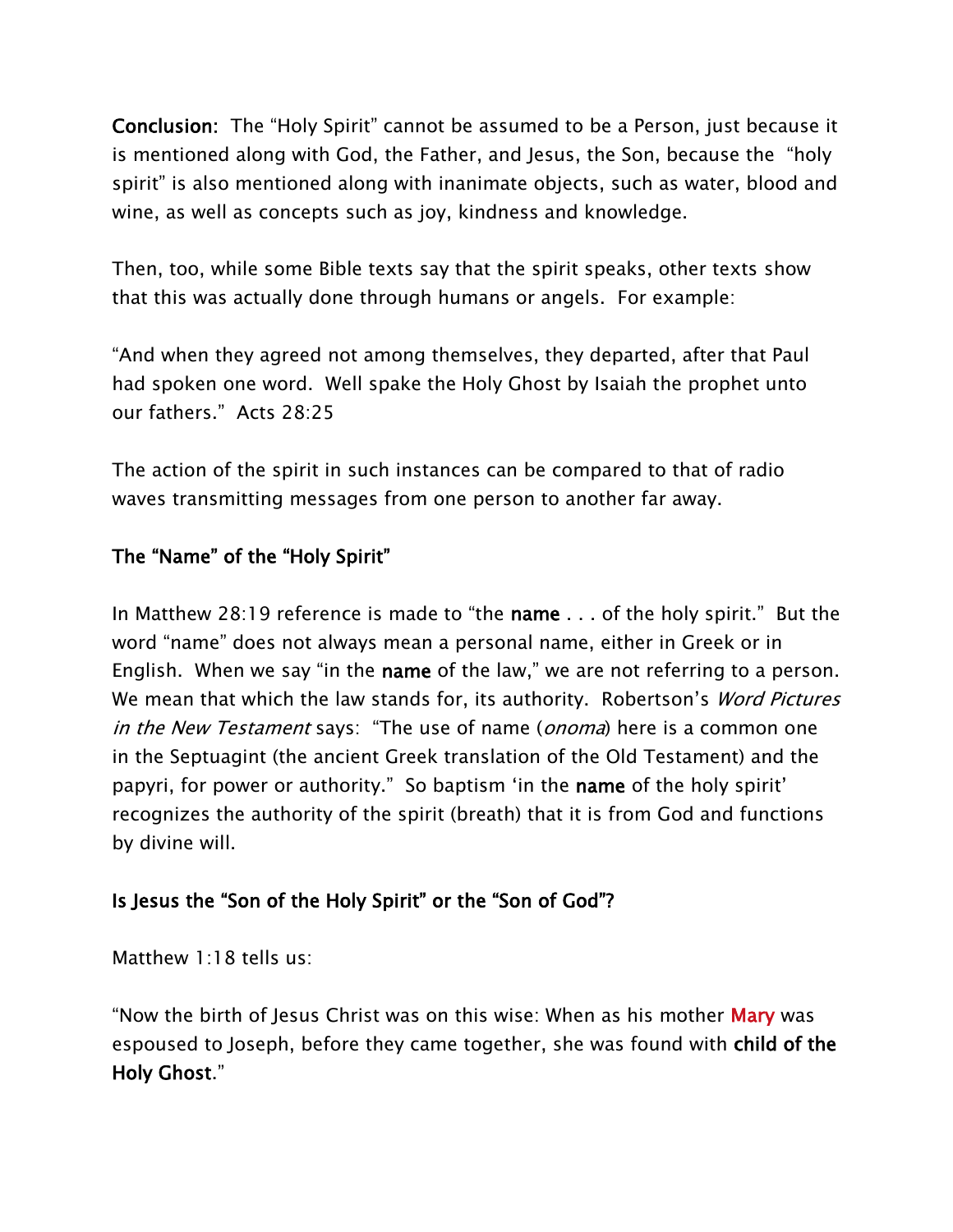**Conclusion:** The "Holy Spirit" cannot be assumed to be a Person, just because it is mentioned along with God, the Father, and Jesus, the Son, because the "holy spirit" is also mentioned along with inanimate objects, such as water, blood and wine, as well as concepts such as joy, kindness and knowledge.

Then, too, while some Bible texts say that the spirit speaks, other texts show that this was actually done through humans or angels. For example:

"And when they agreed not among themselves, they departed, after that Paul had spoken one word. Well spake the Holy Ghost by Isaiah the prophet unto our fathers." Acts 28:25

The action of the spirit in such instances can be compared to that of radio waves transmitting messages from one person to another far away.

## The "Name" of the "Holy Spirit"

In Matthew 28:19 reference is made to "the **name** . . . of the holy spirit." But the word "name" does not always mean a personal name, either in Greek or in English. When we say "in the **name** of the law," we are not referring to a person. We mean that which the law stands for, its authority. Robertson's *Word Pictures in the New Testament* says: "The use of name (*onoma*) here is a common one in the Septuagint (the ancient Greek translation of the Old Testament) and the papyri, for power or authority." So baptism 'in the **name** of the holy spirit' recognizes the authority of the spirit (breath) that it is from God and functions by divine will.

## Is Jesus the "Son of the Holy Spirit" or the "Son of God"?

Matthew 1:18 tells us:

"Now the birth of Jesus Christ was on this wise: When as his mother Mary was espoused to Joseph, before they came together, she was found with **child of the Holy Ghost**."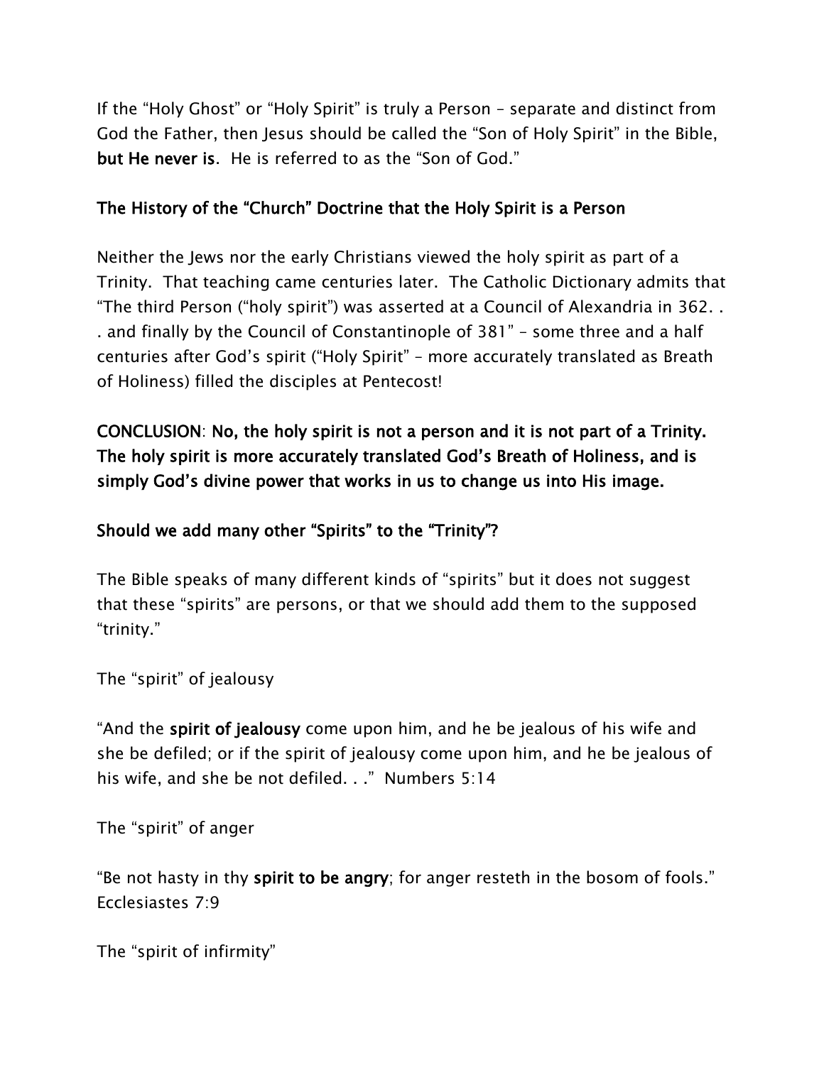If the "Holy Ghost" or "Holy Spirit" is truly a Person – separate and distinct from God the Father, then Jesus should be called the "Son of Holy Spirit" in the Bible, **but He never is**. He is referred to as the "Son of God."

**The History of the "Church" Doctrine that the Holy Spirit is a Person**

Neither the Jews nor the early Christians viewed the holy spirit as part of a Trinity. That teaching came centuries later. The Catholic Dictionary admits that "The third Person ("holy spirit") was asserted at a Council of Alexandria in 362. . . and finally by the Council of Constantinople of 381" – some three and a half centuries after God's spirit ("Holy Spirit" – more accurately translated as Breath of Holiness) filled the disciples at Pentecost!

**CONCLUSION**: **No, the holy spirit is not a person and it is not part of a Trinity. The holy spirit is more accurately translated God's Breath of Holiness, and is simply God's divine power that works in us to change us into His image.**

**Should we add many other "Spirits" to the "Trinity"?**

The Bible speaks of many different kinds of "spirits" but it does not suggest that these "spirits" are persons, or that we should add them to the supposed "trinity."

The "spirit" of jealousy

"And the **spirit of jealousy** come upon him, and he be jealous of his wife and she be defiled; or if the spirit of jealousy come upon him, and he be jealous of his wife, and she be not defiled. . ." Numbers 5:14

The "spirit" of anger

"Be not hasty in thy **spirit to be angry**; for anger resteth in the bosom of fools." Ecclesiastes 7:9

The "spirit of infirmity"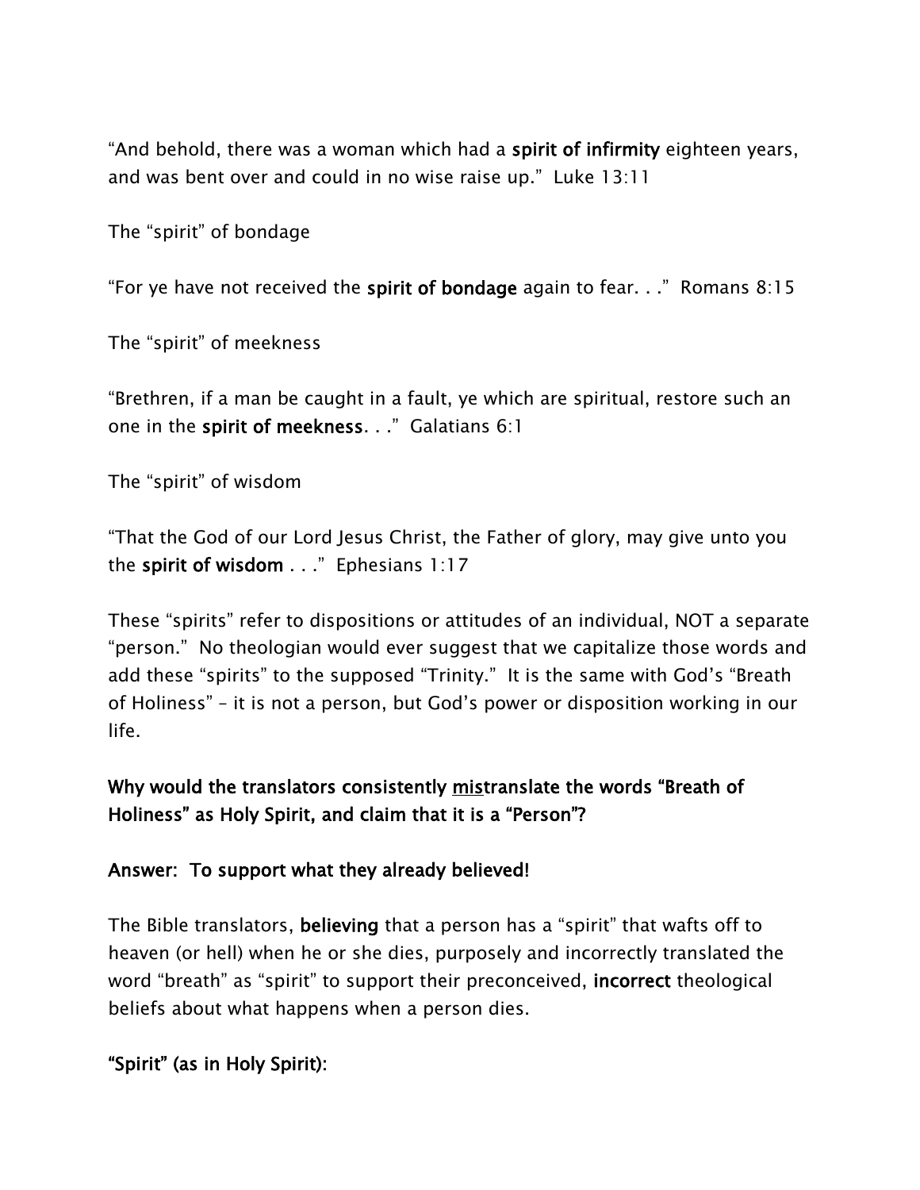"And behold, there was a woman which had a **spirit of infirmity** eighteen years, and was bent over and could in no wise raise up." Luke 13:11

The "spirit" of bondage

"For ye have not received the **spirit of bondage** again to fear. . ." Romans 8:15

The "spirit" of meekness

"Brethren, if a man be caught in a fault, ye which are spiritual, restore such an one in the **spirit of meekness**. . ." Galatians 6:1

The "spirit" of wisdom

"That the God of our Lord Jesus Christ, the Father of glory, may give unto you the **spirit of wisdom** . . ." Ephesians 1:17

These "spirits" refer to dispositions or attitudes of an individual, NOT a separate "person." No theologian would ever suggest that we capitalize those words and add these "spirits" to the supposed "Trinity." It is the same with God's "Breath of Holiness" – it is not a person, but God's power or disposition working in our life.

**Why would the translators consistently <u>mis</u>translate the words "Breath of Holiness" as Holy Spirit, and claim that it is a "Person"?**

**Answer: To support what they already believed!**

The Bible translators, **believing** that a person has a "spirit" that wafts off to heaven (or hell) when he or she dies, purposely and incorrectly translated the word "breath" as "spirit" to support their preconceived, **incorrect** theological beliefs about what happens when a person dies.

**"Spirit" (as in Holy Spirit):**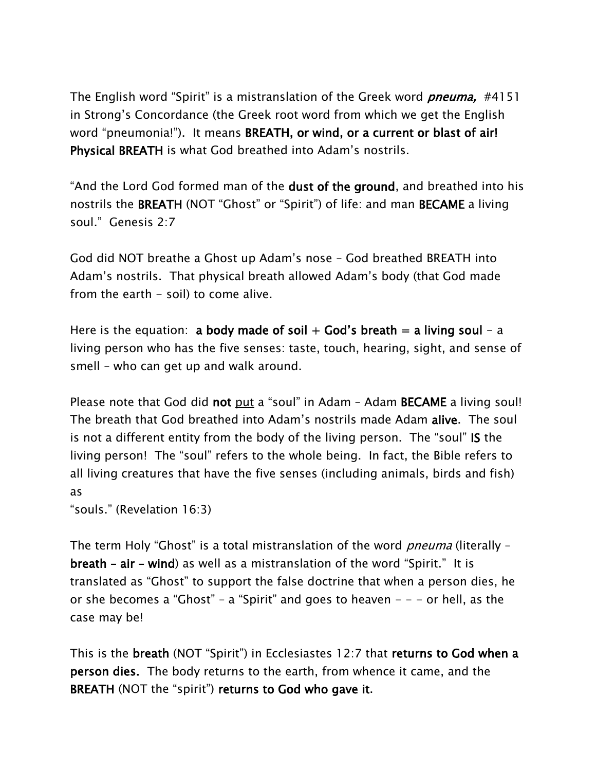The English word "Spirit" is a mistranslation of the Greek word ***pneuma,*** #4151 in Strong's Concordance (the Greek root word from which we get the English word "pneumonia!"). It means **BREATH, or wind, or a current or blast of air! Physical BREATH** is what God breathed into Adam's nostrils.

"And the Lord God formed man of the **dust of the ground**, and breathed into his nostrils the **BREATH** (NOT "Ghost" or "Spirit") of life: and man **BECAME** a living soul." Genesis 2:7

God did NOT breathe a Ghost up Adam's nose – God breathed BREATH into Adam's nostrils. That physical breath allowed Adam's body (that God made from the earth - soil) to come alive.

Here is the equation: **a body made of soil + God's breath = a living soul** - a living person who has the five senses: taste, touch, hearing, sight, and sense of smell – who can get up and walk around.

Please note that God did **not** <u>put</u> a "soul" in Adam – Adam **BECAME** a living soul! The breath that God breathed into Adam's nostrils made Adam **alive**. The soul is not a different entity from the body of the living person. The "soul" **IS** the living person! The "soul" refers to the whole being. In fact, the Bible refers to all living creatures that have the five senses (including animals, birds and fish) as
"souls." (Revelation 16:3)

The term Holy "Ghost" is a total mistranslation of the word *pneuma* (literally – **breath – air – wind**) as well as a mistranslation of the word "Spirit." It is translated as "Ghost" to support the false doctrine that when a person dies, he or she becomes a "Ghost" – a "Spirit" and goes to heaven - - - or hell, as the case may be!

This is the **breath** (NOT "Spirit") in Ecclesiastes 12:7 that **returns to God when a person dies.** The body returns to the earth, from whence it came, and the **BREATH** (NOT the "spirit") **returns to God who gave it**.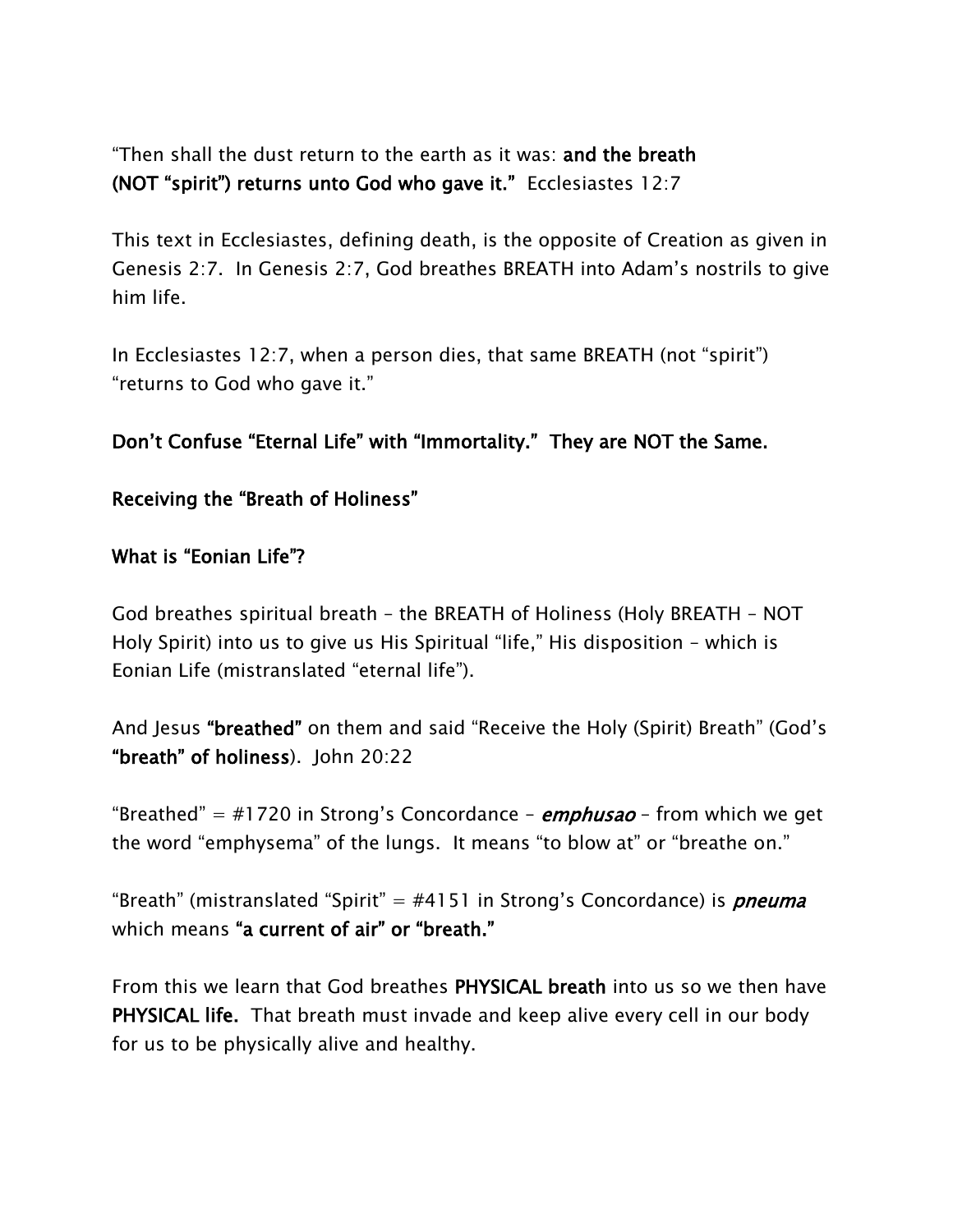"Then shall the dust return to the earth as it was: **and the breath (NOT "spirit") returns unto God who gave it."** Ecclesiastes 12:7

This text in Ecclesiastes, defining death, is the opposite of Creation as given in Genesis 2:7. In Genesis 2:7, God breathes BREATH into Adam's nostrils to give him life.

In Ecclesiastes 12:7, when a person dies, that same BREATH (not "spirit") "returns to God who gave it."

**Don't Confuse "Eternal Life" with "Immortality." They are NOT the Same.**

**Receiving the "Breath of Holiness"**

**What is "Eonian Life"?**

God breathes spiritual breath – the BREATH of Holiness (Holy BREATH – NOT Holy Spirit) into us to give us His Spiritual "life," His disposition – which is Eonian Life (mistranslated "eternal life").

And Jesus **"breathed"** on them and said "Receive the Holy (Spirit) Breath" (God's **"breath" of holiness**). John 20:22

"Breathed" = #1720 in Strong's Concordance – ***emphusao*** – from which we get the word "emphysema" of the lungs. It means "to blow at" or "breathe on."

"Breath" (mistranslated "Spirit" = #4151 in Strong's Concordance) is ***pneuma*** which means **"a current of air" or "breath."**

From this we learn that God breathes **PHYSICAL breath** into us so we then have **PHYSICAL life.** That breath must invade and keep alive every cell in our body for us to be physically alive and healthy.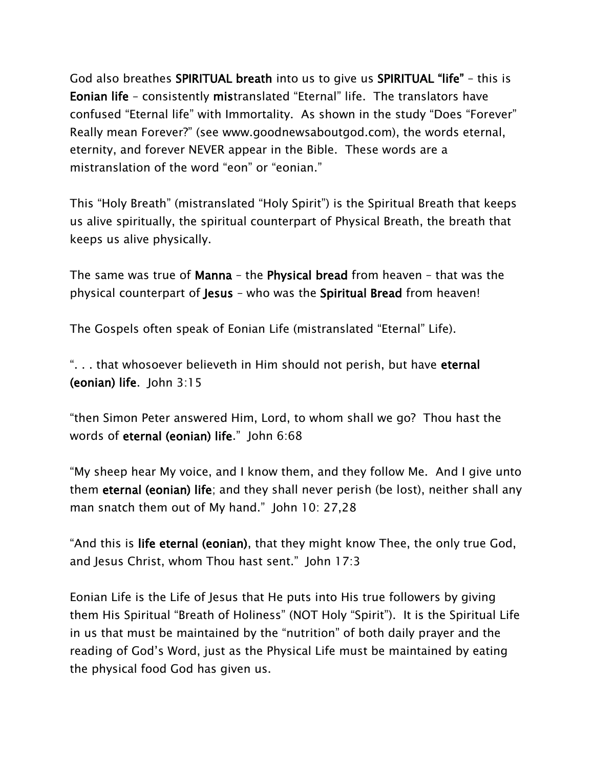God also breathes **SPIRITUAL breath** into us to give us **SPIRITUAL "life"** – this is **Eonian life** – consistently **mis**translated "Eternal" life. The translators have confused "Eternal life" with Immortality. As shown in the study "Does "Forever" Really mean Forever?" (see www.goodnewsaboutgod.com), the words eternal, eternity, and forever NEVER appear in the Bible. These words are a mistranslation of the word "eon" or "eonian."

This "Holy Breath" (mistranslated "Holy Spirit") is the Spiritual Breath that keeps us alive spiritually, the spiritual counterpart of Physical Breath, the breath that keeps us alive physically.

The same was true of **Manna** – the **Physical bread** from heaven – that was the physical counterpart of **Jesus** – who was the **Spiritual Bread** from heaven!

The Gospels often speak of Eonian Life (mistranslated "Eternal" Life).

". . . that whosoever believeth in Him should not perish, but have **eternal (eonian) life**. John 3:15

"then Simon Peter answered Him, Lord, to whom shall we go? Thou hast the words of **eternal (eonian) life**." John 6:68

"My sheep hear My voice, and I know them, and they follow Me. And I give unto them **eternal (eonian) life**; and they shall never perish (be lost), neither shall any man snatch them out of My hand." John 10: 27,28

"And this is **life eternal (eonian)**, that they might know Thee, the only true God, and Jesus Christ, whom Thou hast sent." John 17:3

Eonian Life is the Life of Jesus that He puts into His true followers by giving them His Spiritual "Breath of Holiness" (NOT Holy "Spirit"). It is the Spiritual Life in us that must be maintained by the "nutrition" of both daily prayer and the reading of God's Word, just as the Physical Life must be maintained by eating the physical food God has given us.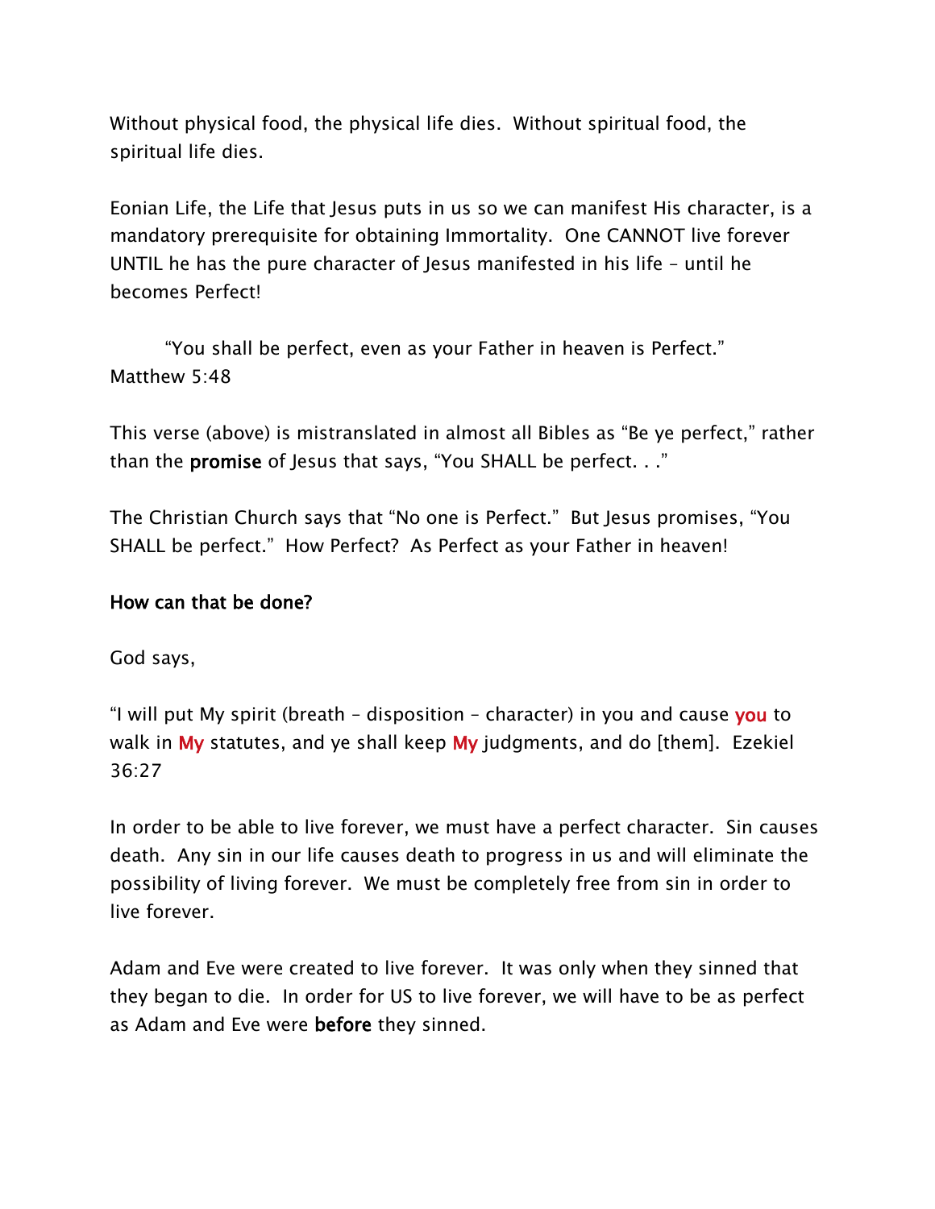Without physical food, the physical life dies.  Without spiritual food, the spiritual life dies.

Eonian Life, the Life that Jesus puts in us so we can manifest His character, is a mandatory prerequisite for obtaining Immortality.  One CANNOT live forever UNTIL he has the pure character of Jesus manifested in his life – until he becomes Perfect!

> "You shall be perfect, even as your Father in heaven is Perfect."
> Matthew 5:48

This verse (above) is mistranslated in almost all Bibles as "Be ye perfect," rather than the **promise** of Jesus that says, "You SHALL be perfect. . ."

The Christian Church says that "No one is Perfect."  But Jesus promises, "You SHALL be perfect."  How Perfect?  As Perfect as your Father in heaven!

**How can that be done?**

God says,

"I will put My spirit (breath – disposition – character) in you and cause **you** to walk in **My** statutes, and ye shall keep **My** judgments, and do [them].  Ezekiel 36:27

In order to be able to live forever, we must have a perfect character.  Sin causes death.  Any sin in our life causes death to progress in us and will eliminate the possibility of living forever.  We must be completely free from sin in order to live forever.

Adam and Eve were created to live forever.  It was only when they sinned that they began to die.  In order for US to live forever, we will have to be as perfect as Adam and Eve were **before** they sinned.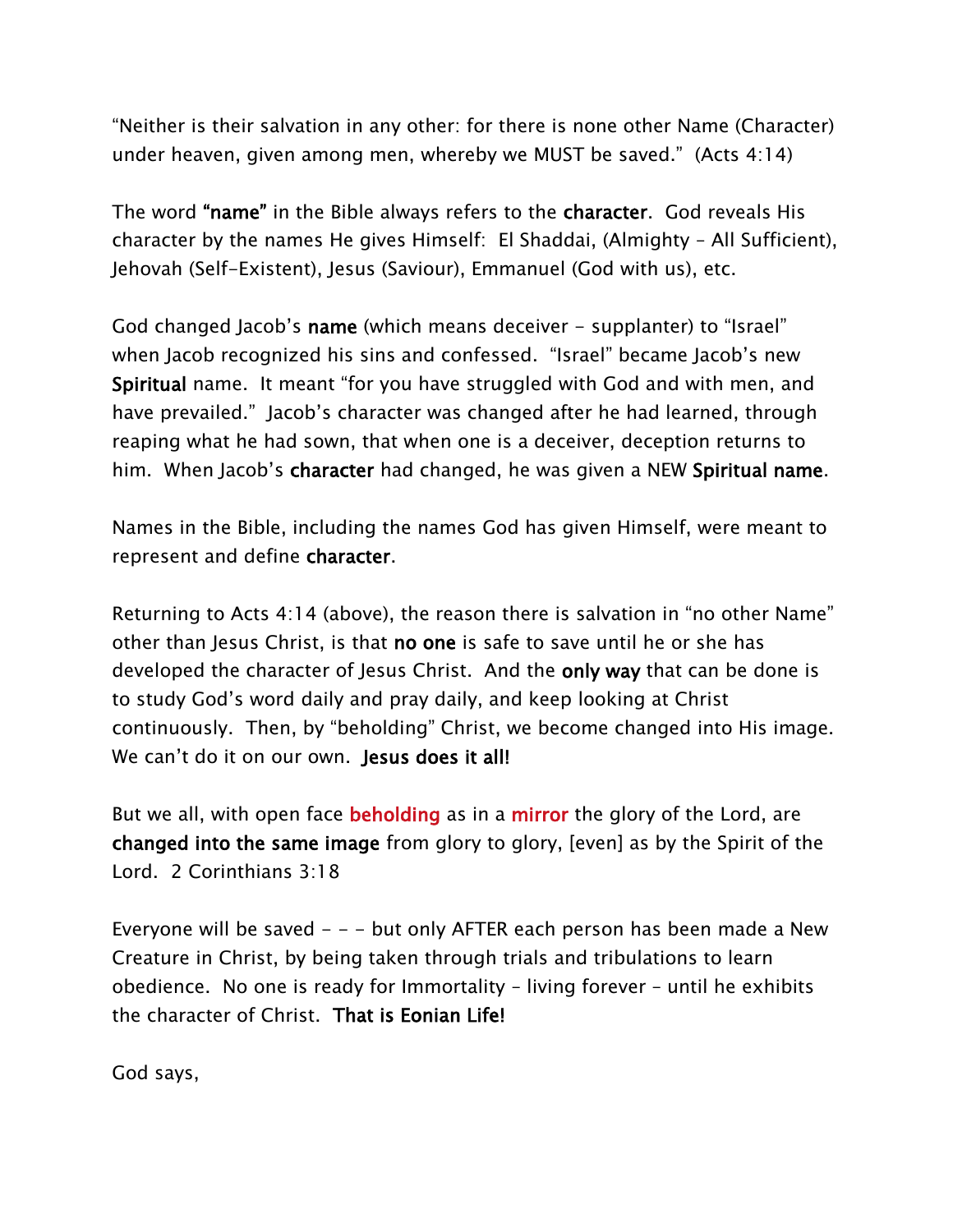"Neither is their salvation in any other: for there is none other Name (Character) under heaven, given among men, whereby we MUST be saved." (Acts 4:14)

The word **"name"** in the Bible always refers to the **character**. God reveals His character by the names He gives Himself: El Shaddai, (Almighty – All Sufficient), Jehovah (Self-Existent), Jesus (Saviour), Emmanuel (God with us), etc.

God changed Jacob's **name** (which means deceiver - supplanter) to "Israel" when Jacob recognized his sins and confessed. "Israel" became Jacob's new **Spiritual** name. It meant "for you have struggled with God and with men, and have prevailed." Jacob's character was changed after he had learned, through reaping what he had sown, that when one is a deceiver, deception returns to him. When Jacob's **character** had changed, he was given a NEW **Spiritual name**.

Names in the Bible, including the names God has given Himself, were meant to represent and define **character**.

Returning to Acts 4:14 (above), the reason there is salvation in "no other Name" other than Jesus Christ, is that **no one** is safe to save until he or she has developed the character of Jesus Christ. And the **only way** that can be done is to study God's word daily and pray daily, and keep looking at Christ continuously. Then, by "beholding" Christ, we become changed into His image. We can't do it on our own. **Jesus does it all!**

But we all, with open face **beholding** as in a **mirror** the glory of the Lord, are **changed into the same image** from glory to glory, [even] as by the Spirit of the Lord. 2 Corinthians 3:18

Everyone will be saved - - - but only AFTER each person has been made a New Creature in Christ, by being taken through trials and tribulations to learn obedience. No one is ready for Immortality – living forever – until he exhibits the character of Christ. **That is Eonian Life!**

God says,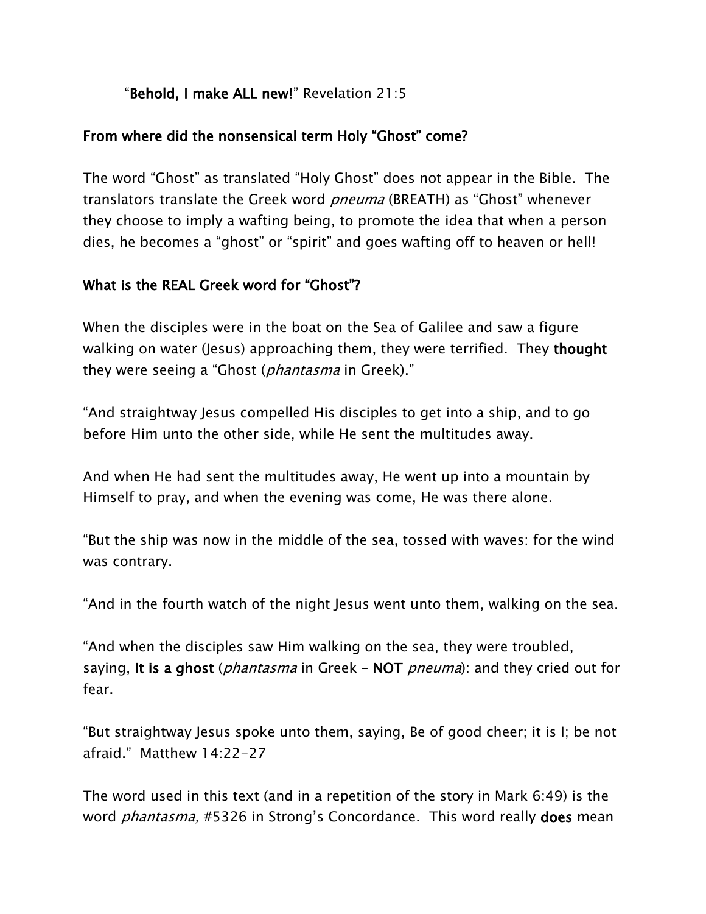"**Behold, I make ALL new!**" Revelation 21:5

**From where did the nonsensical term Holy "Ghost" come?**

The word "Ghost" as translated "Holy Ghost" does not appear in the Bible. The translators translate the Greek word *pneuma* (BREATH) as "Ghost" whenever they choose to imply a wafting being, to promote the idea that when a person dies, he becomes a "ghost" or "spirit" and goes wafting off to heaven or hell!

**What is the REAL Greek word for "Ghost"?**

When the disciples were in the boat on the Sea of Galilee and saw a figure walking on water (Jesus) approaching them, they were terrified. They **thought** they were seeing a "Ghost (*phantasma* in Greek)."

"And straightway Jesus compelled His disciples to get into a ship, and to go before Him unto the other side, while He sent the multitudes away.

And when He had sent the multitudes away, He went up into a mountain by Himself to pray, and when the evening was come, He was there alone.

"But the ship was now in the middle of the sea, tossed with waves: for the wind was contrary.

"And in the fourth watch of the night Jesus went unto them, walking on the sea.

"And when the disciples saw Him walking on the sea, they were troubled, saying, **It is a ghost** (*phantasma* in Greek – <u>**NOT**</u> *pneuma*): and they cried out for fear.

"But straightway Jesus spoke unto them, saying, Be of good cheer; it is I; be not afraid." Matthew 14:22-27

The word used in this text (and in a repetition of the story in Mark 6:49) is the word *phantasma,* #5326 in Strong's Concordance. This word really **does** mean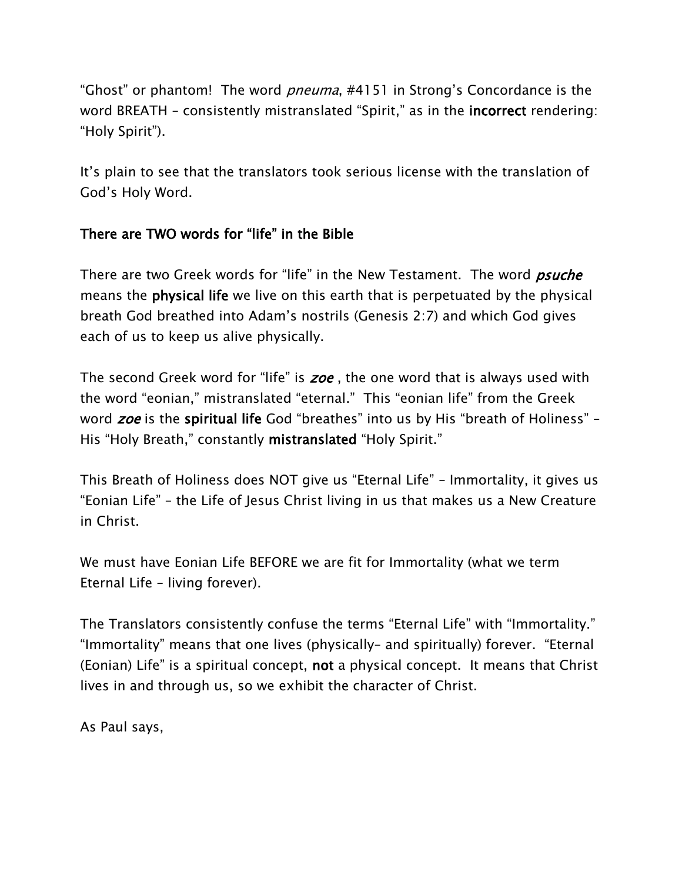"Ghost" or phantom! The word *pneuma*, #4151 in Strong's Concordance is the word BREATH – consistently mistranslated "Spirit," as in the **incorrect** rendering: "Holy Spirit").

It's plain to see that the translators took serious license with the translation of God's Holy Word.

**There are TWO words for "life" in the Bible**

There are two Greek words for "life" in the New Testament. The word ***psuche*** means the **physical life** we live on this earth that is perpetuated by the physical breath God breathed into Adam's nostrils (Genesis 2:7) and which God gives each of us to keep us alive physically.

The second Greek word for "life" is ***zoe*** , the one word that is always used with the word "eonian," mistranslated "eternal." This "eonian life" from the Greek word ***zoe*** is the **spiritual life** God "breathes" into us by His "breath of Holiness" – His "Holy Breath," constantly **mistranslated** "Holy Spirit."

This Breath of Holiness does NOT give us "Eternal Life" – Immortality, it gives us "Eonian Life" – the Life of Jesus Christ living in us that makes us a New Creature in Christ.

We must have Eonian Life BEFORE we are fit for Immortality (what we term Eternal Life – living forever).

The Translators consistently confuse the terms "Eternal Life" with "Immortality." "Immortality" means that one lives (physically– and spiritually) forever. "Eternal (Eonian) Life" is a spiritual concept, **not** a physical concept. It means that Christ lives in and through us, so we exhibit the character of Christ.

As Paul says,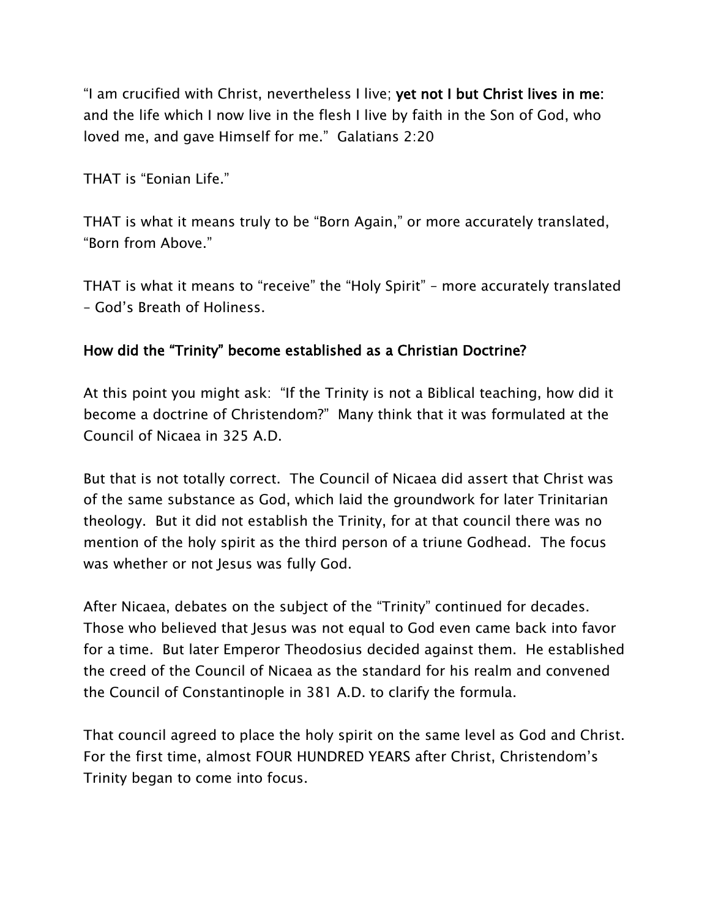"I am crucified with Christ, nevertheless I live; **yet not I but Christ lives in me:** and the life which I now live in the flesh I live by faith in the Son of God, who loved me, and gave Himself for me." Galatians 2:20

THAT is "Eonian Life."

THAT is what it means truly to be "Born Again," or more accurately translated, "Born from Above."

THAT is what it means to "receive" the "Holy Spirit" – more accurately translated – God's Breath of Holiness.

### How did the "Trinity" become established as a Christian Doctrine?

At this point you might ask: "If the Trinity is not a Biblical teaching, how did it become a doctrine of Christendom?" Many think that it was formulated at the Council of Nicaea in 325 A.D.

But that is not totally correct. The Council of Nicaea did assert that Christ was of the same substance as God, which laid the groundwork for later Trinitarian theology. But it did not establish the Trinity, for at that council there was no mention of the holy spirit as the third person of a triune Godhead. The focus was whether or not Jesus was fully God.

After Nicaea, debates on the subject of the "Trinity" continued for decades. Those who believed that Jesus was not equal to God even came back into favor for a time. But later Emperor Theodosius decided against them. He established the creed of the Council of Nicaea as the standard for his realm and convened the Council of Constantinople in 381 A.D. to clarify the formula.

That council agreed to place the holy spirit on the same level as God and Christ. For the first time, almost FOUR HUNDRED YEARS after Christ, Christendom's Trinity began to come into focus.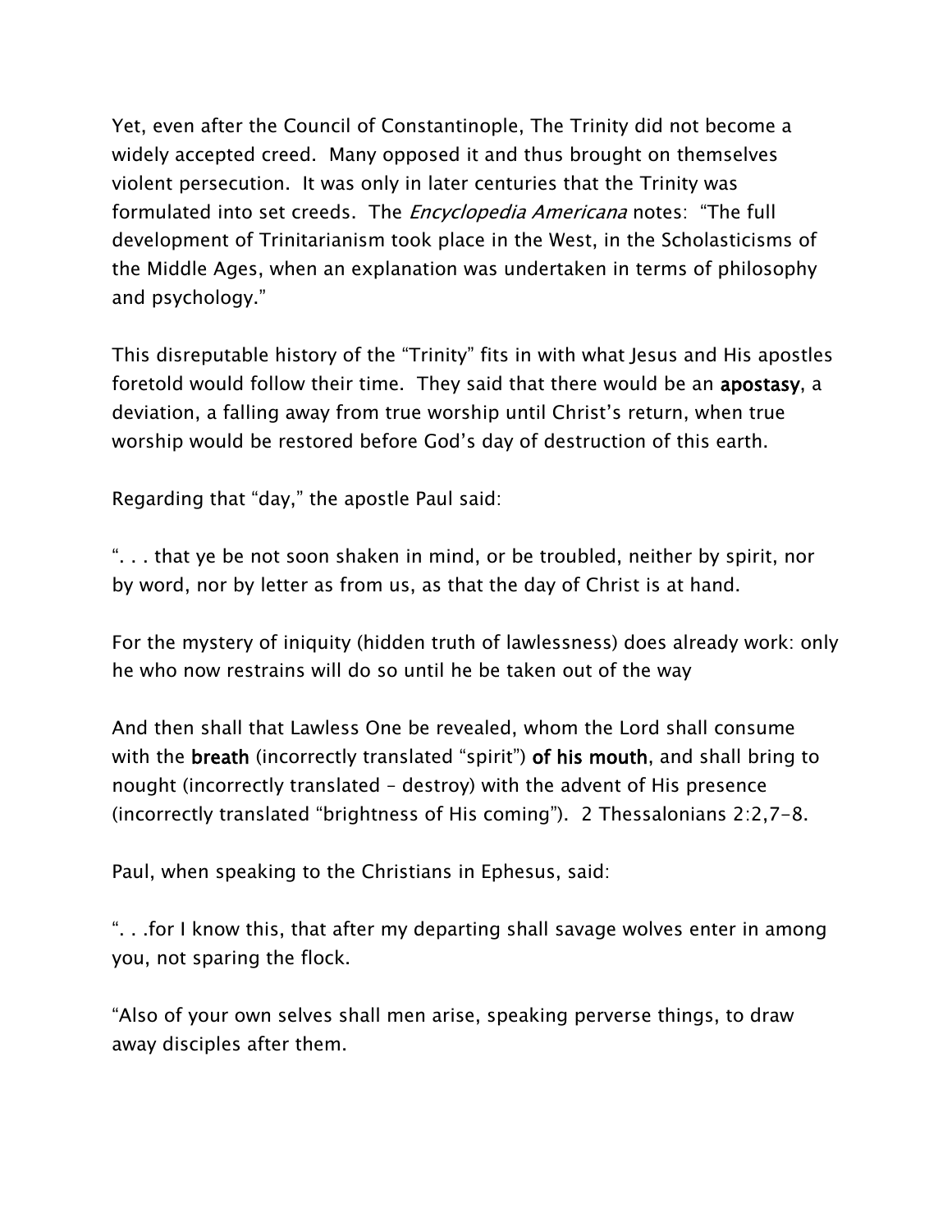Yet, even after the Council of Constantinople, The Trinity did not become a widely accepted creed.  Many opposed it and thus brought on themselves violent persecution.  It was only in later centuries that the Trinity was formulated into set creeds.  The *Encyclopedia Americana* notes:  "The full development of Trinitarianism took place in the West, in the Scholasticisms of the Middle Ages, when an explanation was undertaken in terms of philosophy and psychology."

This disreputable history of the "Trinity" fits in with what Jesus and His apostles foretold would follow their time.  They said that there would be an **apostasy**, a deviation, a falling away from true worship until Christ's return, when true worship would be restored before God's day of destruction of this earth.

Regarding that "day," the apostle Paul said:

". . . that ye be not soon shaken in mind, or be troubled, neither by spirit, nor by word, nor by letter as from us, as that the day of Christ is at hand.

For the mystery of iniquity (hidden truth of lawlessness) does already work: only he who now restrains will do so until he be taken out of the way

And then shall that Lawless One be revealed, whom the Lord shall consume with the **breath** (incorrectly translated "spirit") **of his mouth**, and shall bring to nought (incorrectly translated – destroy) with the advent of His presence (incorrectly translated "brightness of His coming").  2 Thessalonians 2:2,7-8.

Paul, when speaking to the Christians in Ephesus, said:

". . .for I know this, that after my departing shall savage wolves enter in among you, not sparing the flock.

"Also of your own selves shall men arise, speaking perverse things, to draw away disciples after them.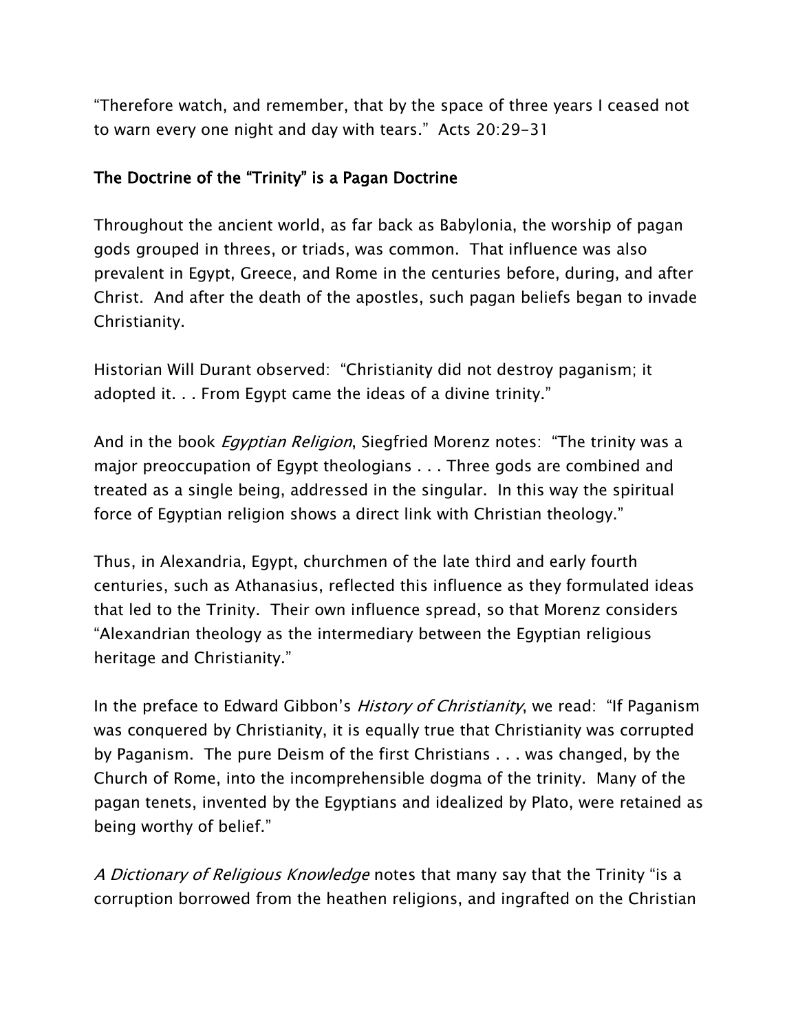"Therefore watch, and remember, that by the space of three years I ceased not to warn every one night and day with tears."  Acts 20:29-31

## The Doctrine of the "Trinity" is a Pagan Doctrine

Throughout the ancient world, as far back as Babylonia, the worship of pagan gods grouped in threes, or triads, was common.  That influence was also prevalent in Egypt, Greece, and Rome in the centuries before, during, and after Christ.  And after the death of the apostles, such pagan beliefs began to invade Christianity.

Historian Will Durant observed:  "Christianity did not destroy paganism; it adopted it. . . From Egypt came the ideas of a divine trinity."

And in the book *Egyptian Religion*, Siegfried Morenz notes:  "The trinity was a major preoccupation of Egypt theologians . . . Three gods are combined and treated as a single being, addressed in the singular.  In this way the spiritual force of Egyptian religion shows a direct link with Christian theology."

Thus, in Alexandria, Egypt, churchmen of the late third and early fourth centuries, such as Athanasius, reflected this influence as they formulated ideas that led to the Trinity.  Their own influence spread, so that Morenz considers "Alexandrian theology as the intermediary between the Egyptian religious heritage and Christianity."

In the preface to Edward Gibbon's *History of Christianity*, we read:  "If Paganism was conquered by Christianity, it is equally true that Christianity was corrupted by Paganism.  The pure Deism of the first Christians . . . was changed, by the Church of Rome, into the incomprehensible dogma of the trinity.  Many of the pagan tenets, invented by the Egyptians and idealized by Plato, were retained as being worthy of belief."

*A Dictionary of Religious Knowledge* notes that many say that the Trinity "is a corruption borrowed from the heathen religions, and ingrafted on the Christian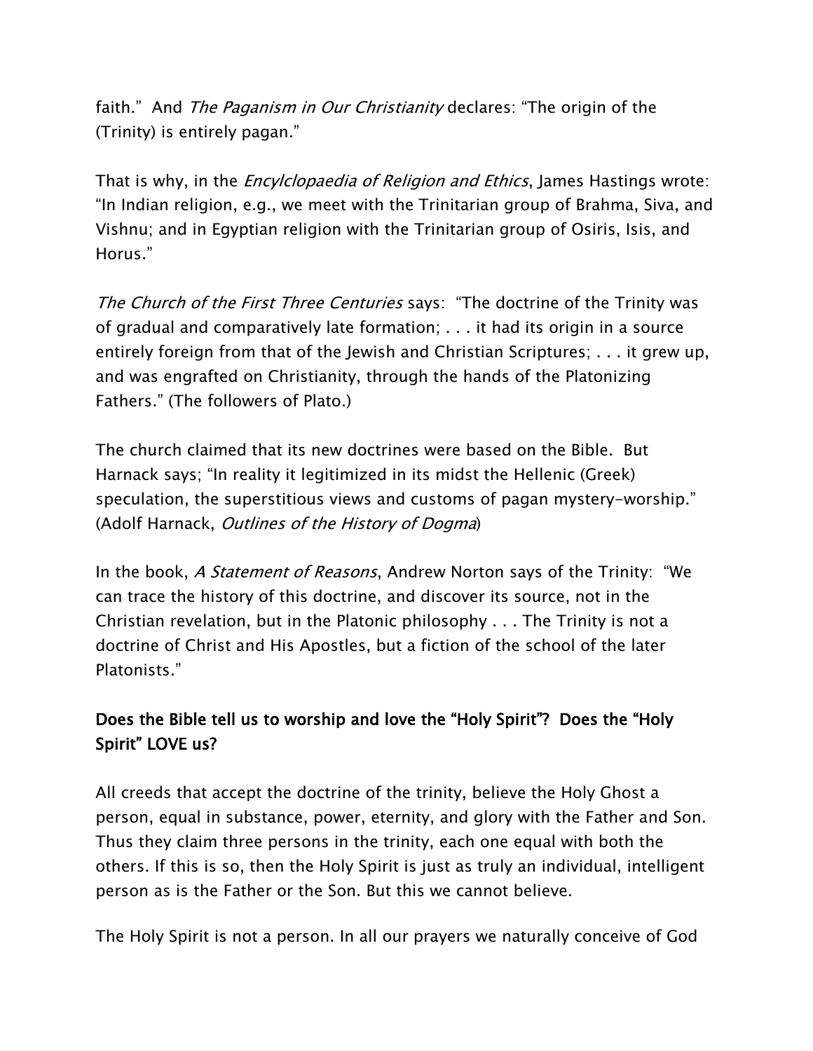faith." And *The Paganism in Our Christianity* declares: "The origin of the (Trinity) is entirely pagan."

That is why, in the *Encylclopaedia of Religion and Ethics*, James Hastings wrote: "In Indian religion, e.g., we meet with the Trinitarian group of Brahma, Siva, and Vishnu; and in Egyptian religion with the Trinitarian group of Osiris, Isis, and Horus."

*The Church of the First Three Centuries* says: "The doctrine of the Trinity was of gradual and comparatively late formation; . . . it had its origin in a source entirely foreign from that of the Jewish and Christian Scriptures; . . . it grew up, and was engrafted on Christianity, through the hands of the Platonizing Fathers." (The followers of Plato.)

The church claimed that its new doctrines were based on the Bible. But Harnack says; "In reality it legitimized in its midst the Hellenic (Greek) speculation, the superstitious views and customs of pagan mystery-worship." (Adolf Harnack, *Outlines of the History of Dogma*)

In the book, *A Statement of Reasons*, Andrew Norton says of the Trinity: "We can trace the history of this doctrine, and discover its source, not in the Christian revelation, but in the Platonic philosophy . . . The Trinity is not a doctrine of Christ and His Apostles, but a fiction of the school of the later Platonists."

### Does the Bible tell us to worship and love the "Holy Spirit"? Does the "Holy Spirit" LOVE us?

All creeds that accept the doctrine of the trinity, believe the Holy Ghost a person, equal in substance, power, eternity, and glory with the Father and Son. Thus they claim three persons in the trinity, each one equal with both the others. If this is so, then the Holy Spirit is just as truly an individual, intelligent person as is the Father or the Son. But this we cannot believe.

The Holy Spirit is not a person. In all our prayers we naturally conceive of God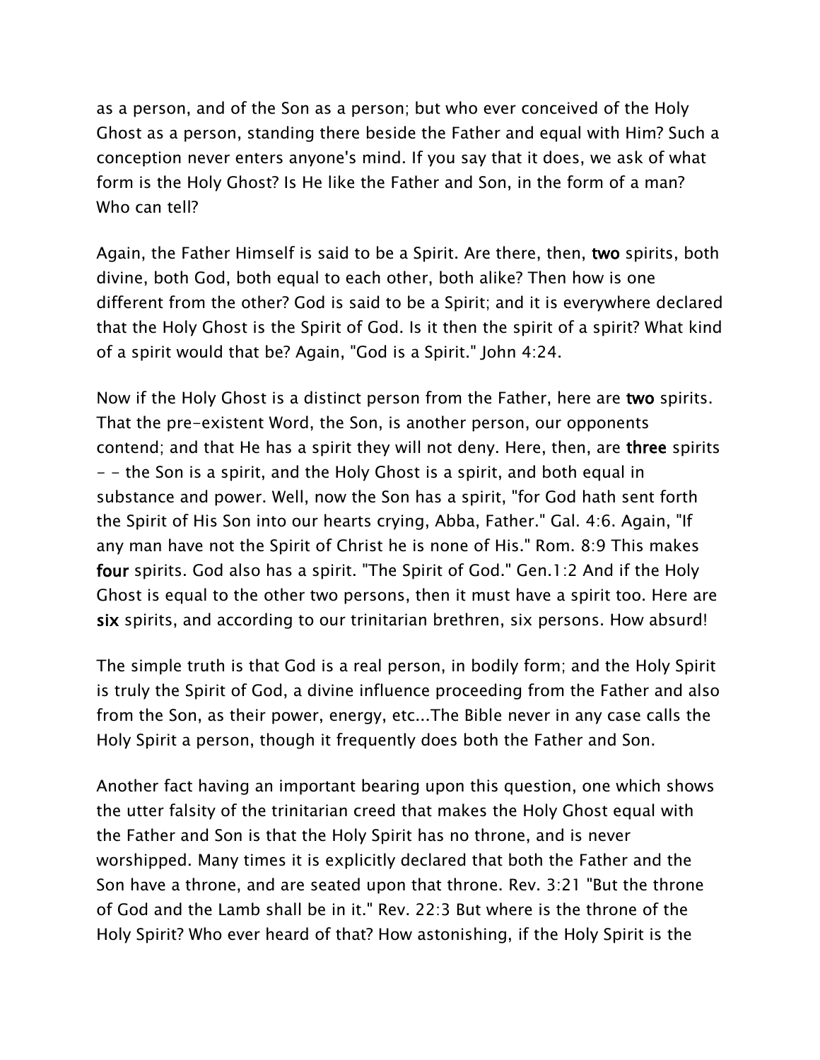as a person, and of the Son as a person; but who ever conceived of the Holy Ghost as a person, standing there beside the Father and equal with Him? Such a conception never enters anyone's mind. If you say that it does, we ask of what form is the Holy Ghost? Is He like the Father and Son, in the form of a man? Who can tell?

Again, the Father Himself is said to be a Spirit. Are there, then, **two** spirits, both divine, both God, both equal to each other, both alike? Then how is one different from the other? God is said to be a Spirit; and it is everywhere declared that the Holy Ghost is the Spirit of God. Is it then the spirit of a spirit? What kind of a spirit would that be? Again, "God is a Spirit." John 4:24.

Now if the Holy Ghost is a distinct person from the Father, here are **two** spirits. That the pre-existent Word, the Son, is another person, our opponents contend; and that He has a spirit they will not deny. Here, then, are **three** spirits - - the Son is a spirit, and the Holy Ghost is a spirit, and both equal in substance and power. Well, now the Son has a spirit, "for God hath sent forth the Spirit of His Son into our hearts crying, Abba, Father." Gal. 4:6. Again, "If any man have not the Spirit of Christ he is none of His." Rom. 8:9 This makes **four** spirits. God also has a spirit. "The Spirit of God." Gen.1:2 And if the Holy Ghost is equal to the other two persons, then it must have a spirit too. Here are **six** spirits, and according to our trinitarian brethren, six persons. How absurd!

The simple truth is that God is a real person, in bodily form; and the Holy Spirit is truly the Spirit of God, a divine influence proceeding from the Father and also from the Son, as their power, energy, etc...The Bible never in any case calls the Holy Spirit a person, though it frequently does both the Father and Son.

Another fact having an important bearing upon this question, one which shows the utter falsity of the trinitarian creed that makes the Holy Ghost equal with the Father and Son is that the Holy Spirit has no throne, and is never worshipped. Many times it is explicitly declared that both the Father and the Son have a throne, and are seated upon that throne. Rev. 3:21 "But the throne of God and the Lamb shall be in it." Rev. 22:3 But where is the throne of the Holy Spirit? Who ever heard of that? How astonishing, if the Holy Spirit is the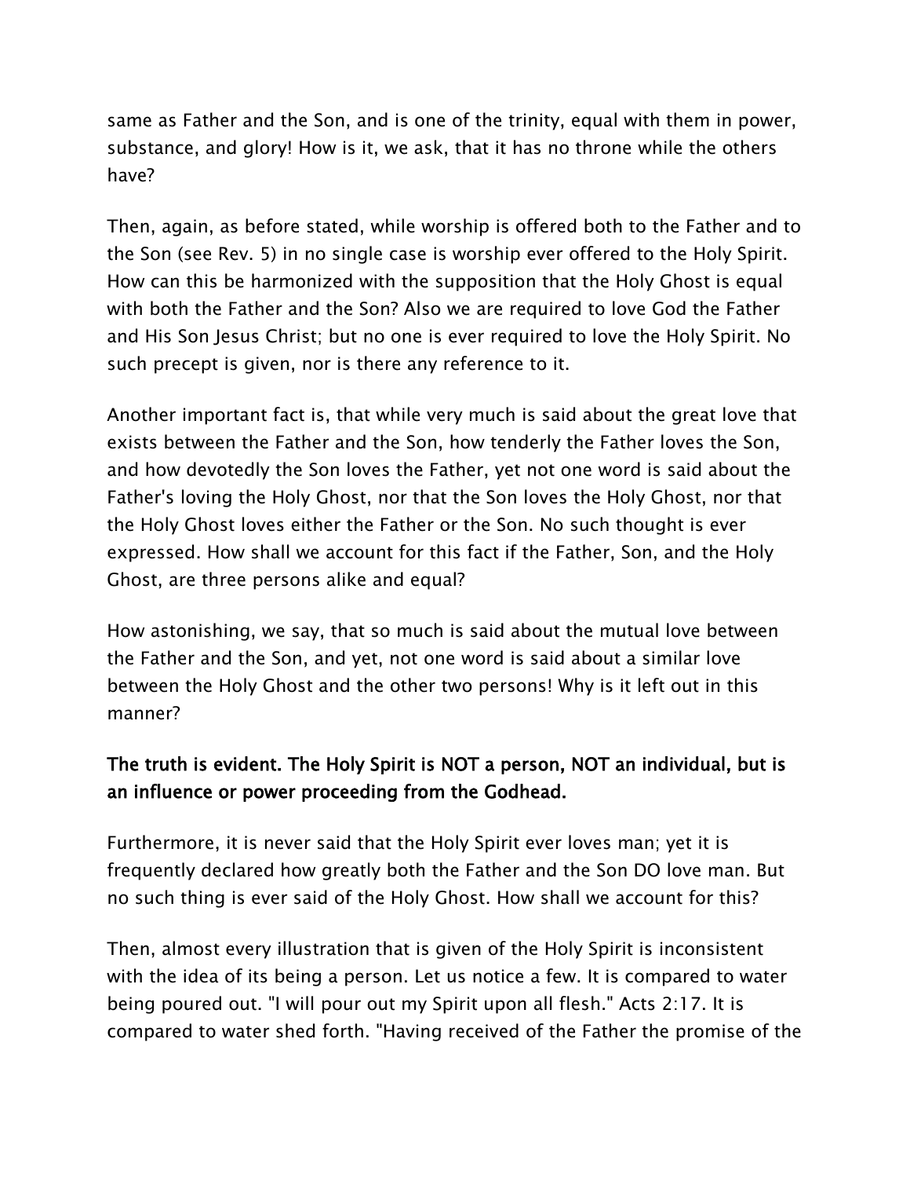same as Father and the Son, and is one of the trinity, equal with them in power, substance, and glory! How is it, we ask, that it has no throne while the others have?

Then, again, as before stated, while worship is offered both to the Father and to the Son (see Rev. 5) in no single case is worship ever offered to the Holy Spirit. How can this be harmonized with the supposition that the Holy Ghost is equal with both the Father and the Son? Also we are required to love God the Father and His Son Jesus Christ; but no one is ever required to love the Holy Spirit. No such precept is given, nor is there any reference to it.

Another important fact is, that while very much is said about the great love that exists between the Father and the Son, how tenderly the Father loves the Son, and how devotedly the Son loves the Father, yet not one word is said about the Father's loving the Holy Ghost, nor that the Son loves the Holy Ghost, nor that the Holy Ghost loves either the Father or the Son. No such thought is ever expressed. How shall we account for this fact if the Father, Son, and the Holy Ghost, are three persons alike and equal?

How astonishing, we say, that so much is said about the mutual love between the Father and the Son, and yet, not one word is said about a similar love between the Holy Ghost and the other two persons! Why is it left out in this manner?

**The truth is evident. The Holy Spirit is NOT a person, NOT an individual, but is an influence or power proceeding from the Godhead.**

Furthermore, it is never said that the Holy Spirit ever loves man; yet it is frequently declared how greatly both the Father and the Son DO love man. But no such thing is ever said of the Holy Ghost. How shall we account for this?

Then, almost every illustration that is given of the Holy Spirit is inconsistent with the idea of its being a person. Let us notice a few. It is compared to water being poured out. "I will pour out my Spirit upon all flesh." Acts 2:17. It is compared to water shed forth. "Having received of the Father the promise of the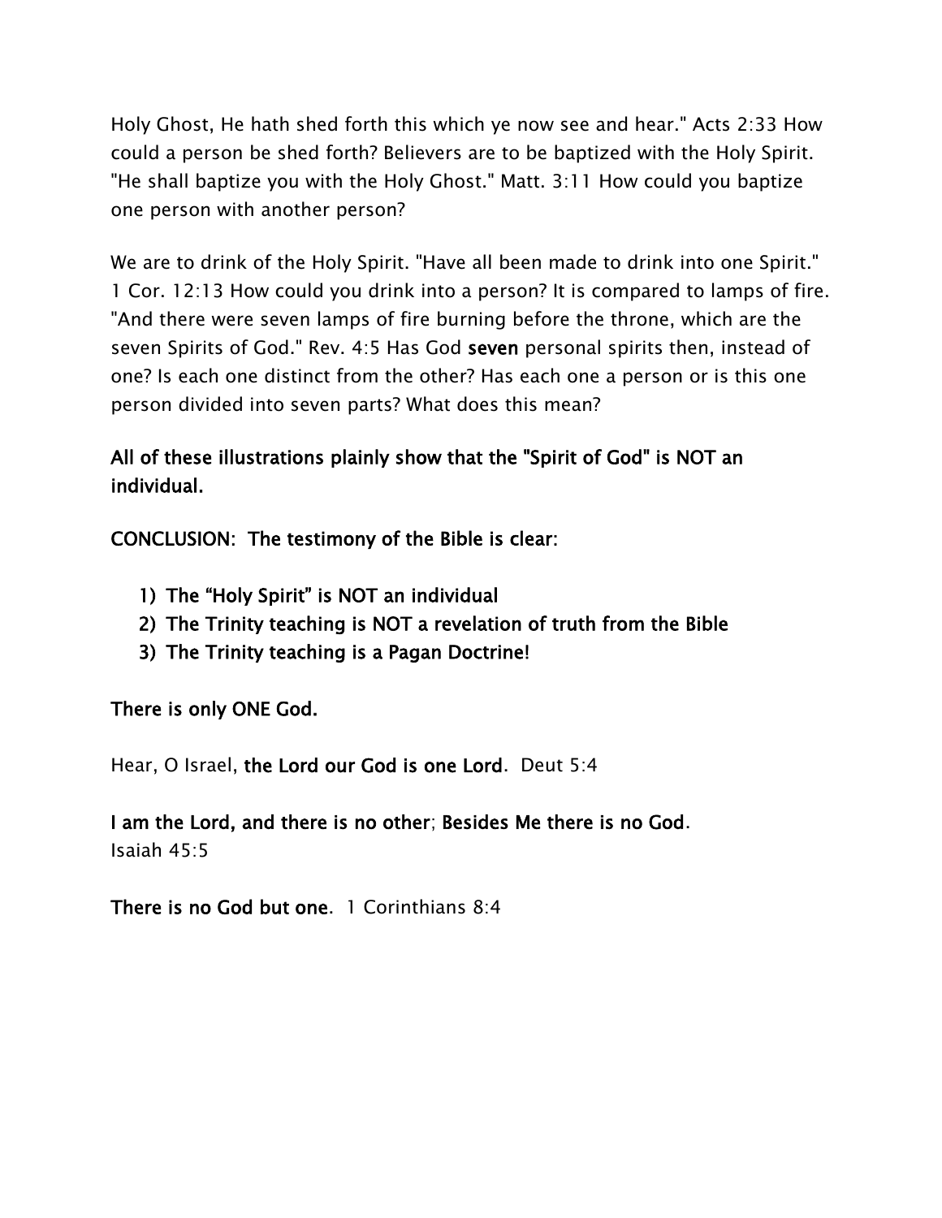Holy Ghost, He hath shed forth this which ye now see and hear." Acts 2:33 How could a person be shed forth? Believers are to be baptized with the Holy Spirit. "He shall baptize you with the Holy Ghost." Matt. 3:11 How could you baptize one person with another person?

We are to drink of the Holy Spirit. "Have all been made to drink into one Spirit." 1 Cor. 12:13 How could you drink into a person? It is compared to lamps of fire. "And there were seven lamps of fire burning before the throne, which are the seven Spirits of God." Rev. 4:5 Has God **seven** personal spirits then, instead of one? Is each one distinct from the other? Has each one a person or is this one person divided into seven parts? What does this mean?

**All of these illustrations plainly show that the "Spirit of God" is NOT an individual.**

**CONCLUSION: The testimony of the Bible is clear:**

1) **The "Holy Spirit" is NOT an individual**
2) **The Trinity teaching is NOT a revelation of truth from the Bible**
3) **The Trinity teaching is a Pagan Doctrine!**

**There is only ONE God.**

Hear, O Israel, **the Lord our God is one Lord**. Deut 5:4

**I am the Lord, and there is no other**; **Besides Me there is no God**. Isaiah 45:5

**There is no God but one**. 1 Corinthians 8:4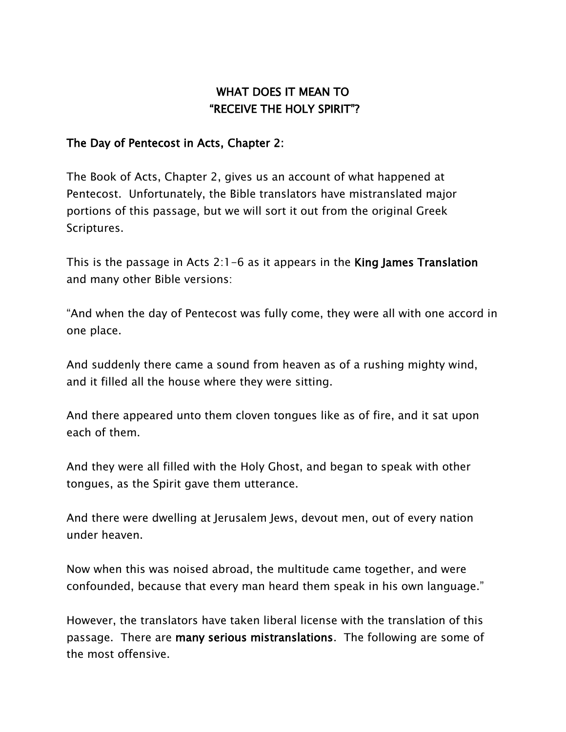# WHAT DOES IT MEAN TO "RECEIVE THE HOLY SPIRIT"?

**The Day of Pentecost in Acts, Chapter 2:**

The Book of Acts, Chapter 2, gives us an account of what happened at Pentecost. Unfortunately, the Bible translators have mistranslated major portions of this passage, but we will sort it out from the original Greek Scriptures.

This is the passage in Acts 2:1-6 as it appears in the **King James Translation** and many other Bible versions:

"And when the day of Pentecost was fully come, they were all with one accord in one place.

And suddenly there came a sound from heaven as of a rushing mighty wind, and it filled all the house where they were sitting.

And there appeared unto them cloven tongues like as of fire, and it sat upon each of them.

And they were all filled with the Holy Ghost, and began to speak with other tongues, as the Spirit gave them utterance.

And there were dwelling at Jerusalem Jews, devout men, out of every nation under heaven.

Now when this was noised abroad, the multitude came together, and were confounded, because that every man heard them speak in his own language."

However, the translators have taken liberal license with the translation of this passage. There are **many serious mistranslations**. The following are some of the most offensive.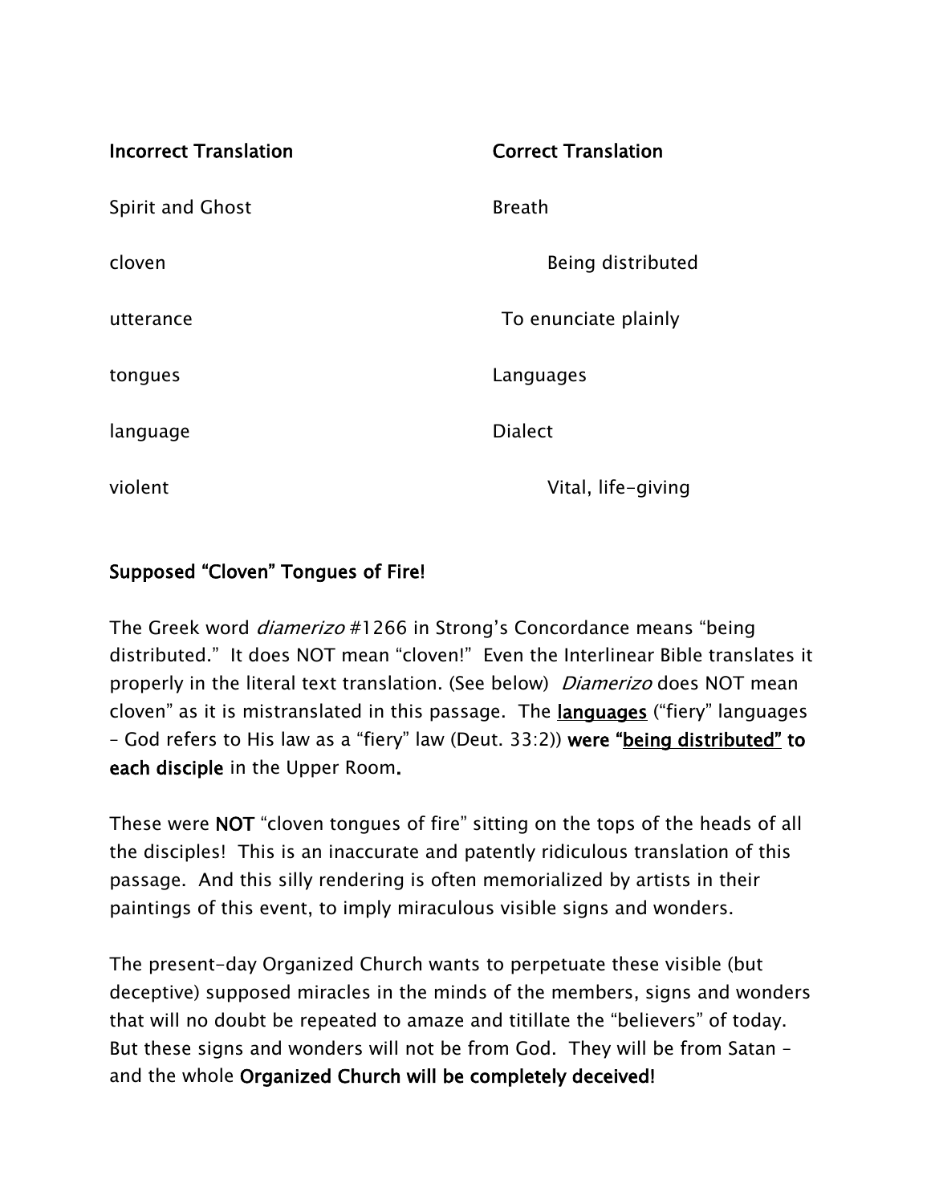| **Incorrect Translation** | **Correct Translation** |
|---|---|
| Spirit and Ghost | Breath |
| cloven | Being distributed |
| utterance | To enunciate plainly |
| tongues | Languages |
| language | Dialect |
| violent | Vital, life-giving |

**Supposed "Cloven" Tongues of Fire!**

The Greek word *diamerizo* #1266 in Strong's Concordance means "being distributed." It does NOT mean "cloven!" Even the Interlinear Bible translates it properly in the literal text translation. (See below) *Diamerizo* does NOT mean cloven" as it is mistranslated in this passage. The <u>**languages**</u> ("fiery" languages – God refers to His law as a "fiery" law (Deut. 33:2)) **were "<u>being distributed</u>" to each disciple** in the Upper Room**.**

These were **NOT** "cloven tongues of fire" sitting on the tops of the heads of all the disciples! This is an inaccurate and patently ridiculous translation of this passage. And this silly rendering is often memorialized by artists in their paintings of this event, to imply miraculous visible signs and wonders.

The present-day Organized Church wants to perpetuate these visible (but deceptive) supposed miracles in the minds of the members, signs and wonders that will no doubt be repeated to amaze and titillate the "believers" of today. But these signs and wonders will not be from God. They will be from Satan – and the whole **Organized Church will be completely deceived!**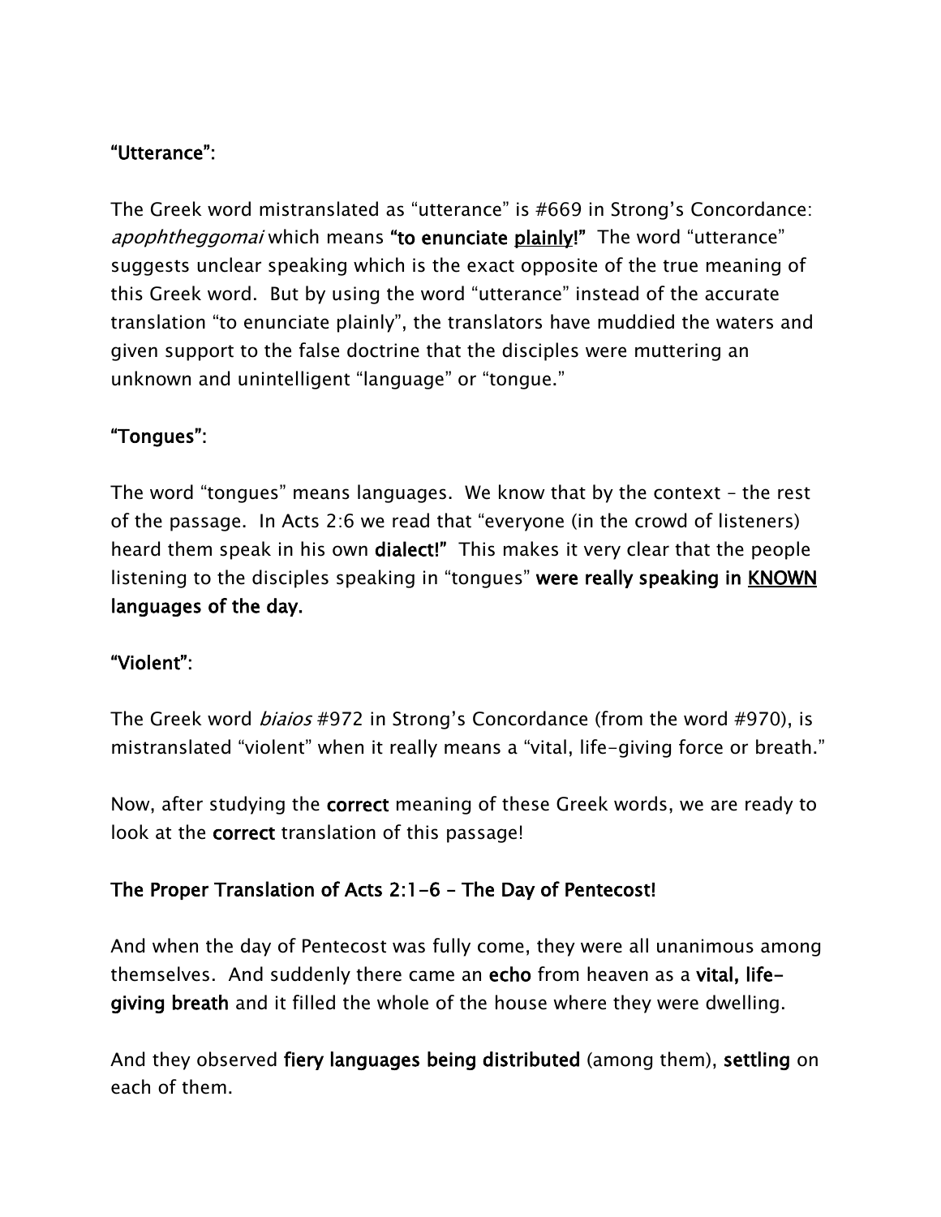**"Utterance"**:

The Greek word mistranslated as "utterance" is #669 in Strong's Concordance: *apophtheggomai* which means **"to enunciate plainly!"** The word "utterance" suggests unclear speaking which is the exact opposite of the true meaning of this Greek word. But by using the word "utterance" instead of the accurate translation "to enunciate plainly", the translators have muddied the waters and given support to the false doctrine that the disciples were muttering an unknown and unintelligent "language" or "tongue."

**"Tongues"**:

The word "tongues" means languages. We know that by the context – the rest of the passage. In Acts 2:6 we read that "everyone (in the crowd of listeners) heard them speak in his own **dialect!"** This makes it very clear that the people listening to the disciples speaking in "tongues" **were really speaking in KNOWN languages of the day.**

**"Violent"**:

The Greek word *biaios* #972 in Strong's Concordance (from the word #970), is mistranslated "violent" when it really means a "vital, life-giving force or breath."

Now, after studying the **correct** meaning of these Greek words, we are ready to look at the **correct** translation of this passage!

**The Proper Translation of Acts 2:1-6 – The Day of Pentecost!**

And when the day of Pentecost was fully come, they were all unanimous among themselves. And suddenly there came an **echo** from heaven as a **vital, life-giving breath** and it filled the whole of the house where they were dwelling.

And they observed **fiery languages being distributed** (among them), **settling** on each of them.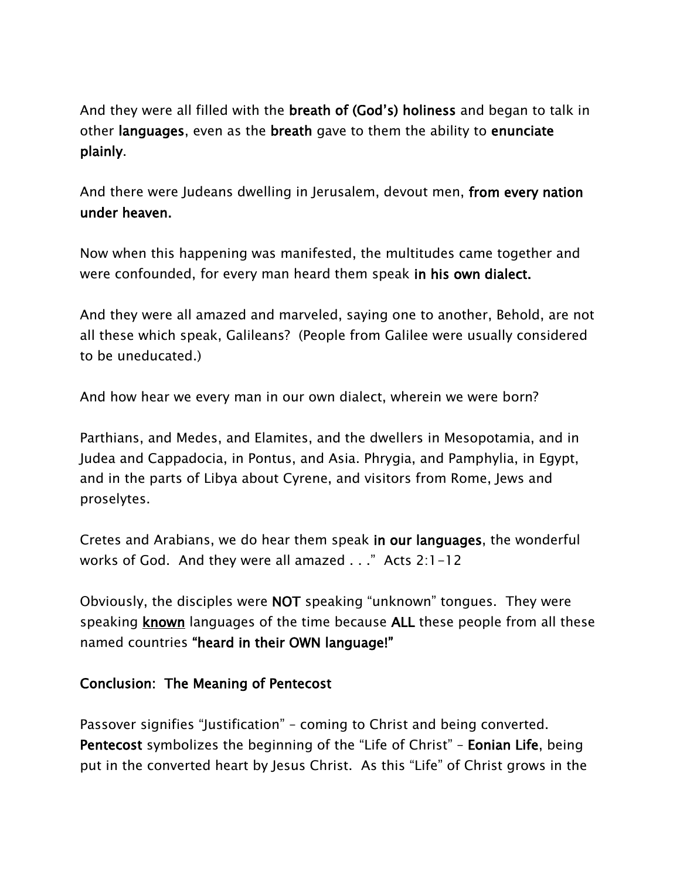And they were all filled with the **breath of (God's) holiness** and began to talk in other **languages**, even as the **breath** gave to them the ability to **enunciate plainly**.

And there were Judeans dwelling in Jerusalem, devout men, **from every nation under heaven.**

Now when this happening was manifested, the multitudes came together and were confounded, for every man heard them speak **in his own dialect.**

And they were all amazed and marveled, saying one to another, Behold, are not all these which speak, Galileans? (People from Galilee were usually considered to be uneducated.)

And how hear we every man in our own dialect, wherein we were born?

Parthians, and Medes, and Elamites, and the dwellers in Mesopotamia, and in Judea and Cappadocia, in Pontus, and Asia. Phrygia, and Pamphylia, in Egypt, and in the parts of Libya about Cyrene, and visitors from Rome, Jews and proselytes.

Cretes and Arabians, we do hear them speak **in our languages**, the wonderful works of God. And they were all amazed . . ." Acts 2:1-12

Obviously, the disciples were **NOT** speaking "unknown" tongues. They were speaking <u>known</u> languages of the time because **ALL** these people from all these named countries **"heard in their OWN language!"**

**Conclusion: The Meaning of Pentecost**

Passover signifies "Justification" – coming to Christ and being converted. **Pentecost** symbolizes the beginning of the "Life of Christ" – **Eonian Life**, being put in the converted heart by Jesus Christ. As this "Life" of Christ grows in the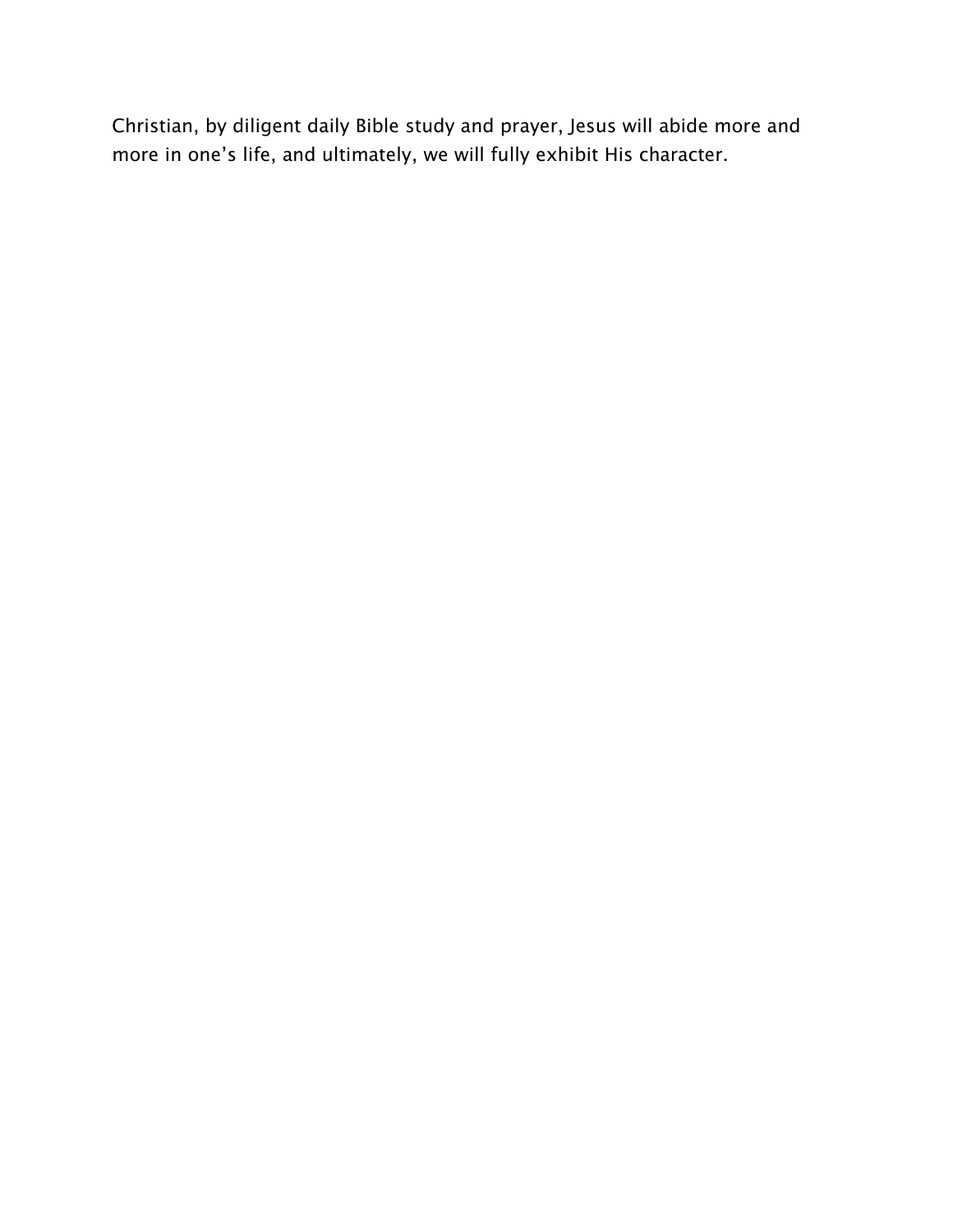Christian, by diligent daily Bible study and prayer, Jesus will abide more and more in one's life, and ultimately, we will fully exhibit His character.